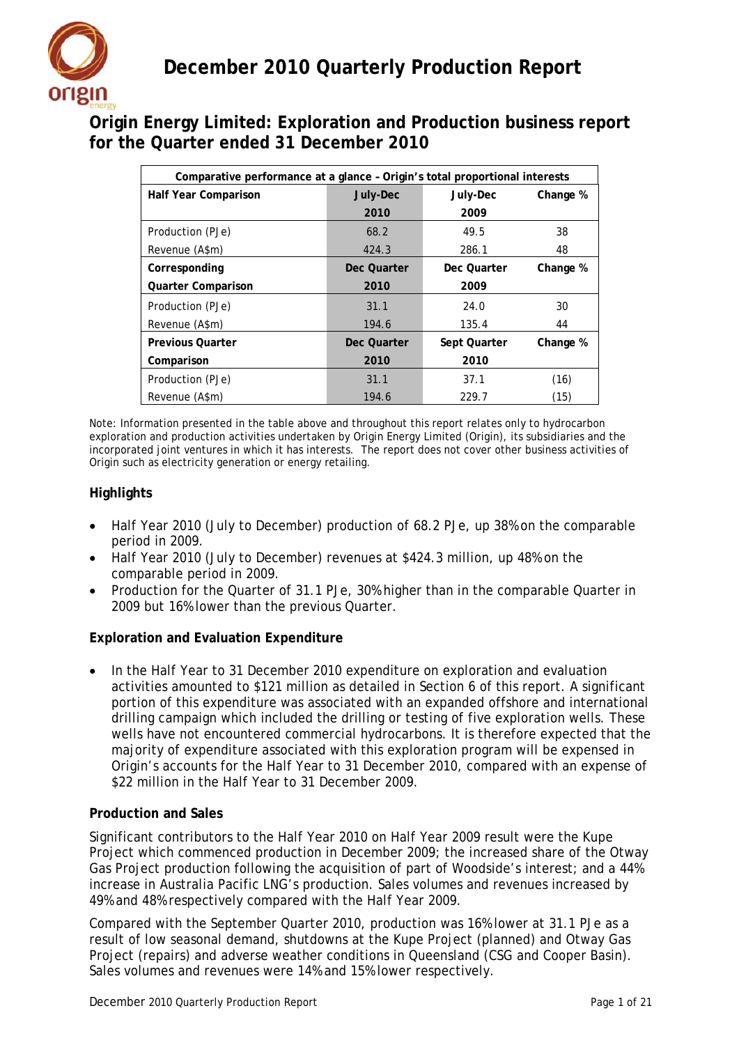# December 2010 Quarterly Production Report

## Origin Energy Limited: Exploration and Production business report for the Quarter ended 31 December 2010

| Comparative performance at a glance – Origin's total proportional interests | | | |
|---|---|---|---|
| **Half Year Comparison** | **July-Dec 2010** | **July-Dec 2009** | **Change %** |
| Production (PJe) | 68.2 | 49.5 | 38 |
| Revenue (A$m) | 424.3 | 286.1 | 48 |
| **Corresponding Quarter Comparison** | **Dec Quarter 2010** | **Dec Quarter 2009** | **Change %** |
| Production (PJe) | 31.1 | 24.0 | 30 |
| Revenue (A$m) | 194.6 | 135.4 | 44 |
| **Previous Quarter Comparison** | **Dec Quarter 2010** | **Sept Quarter 2010** | **Change %** |
| Production (PJe) | 31.1 | 37.1 | (16) |
| Revenue (A$m) | 194.6 | 229.7 | (15) |

Note: Information presented in the table above and throughout this report relates only to hydrocarbon exploration and production activities undertaken by Origin Energy Limited (Origin), its subsidiaries and the incorporated joint ventures in which it has interests. The report does not cover other business activities of Origin such as electricity generation or energy retailing.

### Highlights

- Half Year 2010 (July to December) production of 68.2 PJe, up 38% on the comparable period in 2009.
- Half Year 2010 (July to December) revenues at $424.3 million, up 48% on the comparable period in 2009.
- Production for the Quarter of 31.1 PJe, 30% higher than in the comparable Quarter in 2009 but 16% lower than the previous Quarter.

### Exploration and Evaluation Expenditure

- In the Half Year to 31 December 2010 expenditure on exploration and evaluation activities amounted to $121 million as detailed in Section 6 of this report. A significant portion of this expenditure was associated with an expanded offshore and international drilling campaign which included the drilling or testing of five exploration wells. These wells have not encountered commercial hydrocarbons. It is therefore expected that the majority of expenditure associated with this exploration program will be expensed in Origin's accounts for the Half Year to 31 December 2010, compared with an expense of $22 million in the Half Year to 31 December 2009.

### Production and Sales

Significant contributors to the Half Year 2010 on Half Year 2009 result were the Kupe Project which commenced production in December 2009; the increased share of the Otway Gas Project production following the acquisition of part of Woodside's interest; and a 44% increase in Australia Pacific LNG's production. Sales volumes and revenues increased by 49% and 48% respectively compared with the Half Year 2009.

Compared with the September Quarter 2010, production was 16% lower at 31.1 PJe as a result of low seasonal demand, shutdowns at the Kupe Project (planned) and Otway Gas Project (repairs) and adverse weather conditions in Queensland (CSG and Cooper Basin). Sales volumes and revenues were 14% and 15% lower respectively.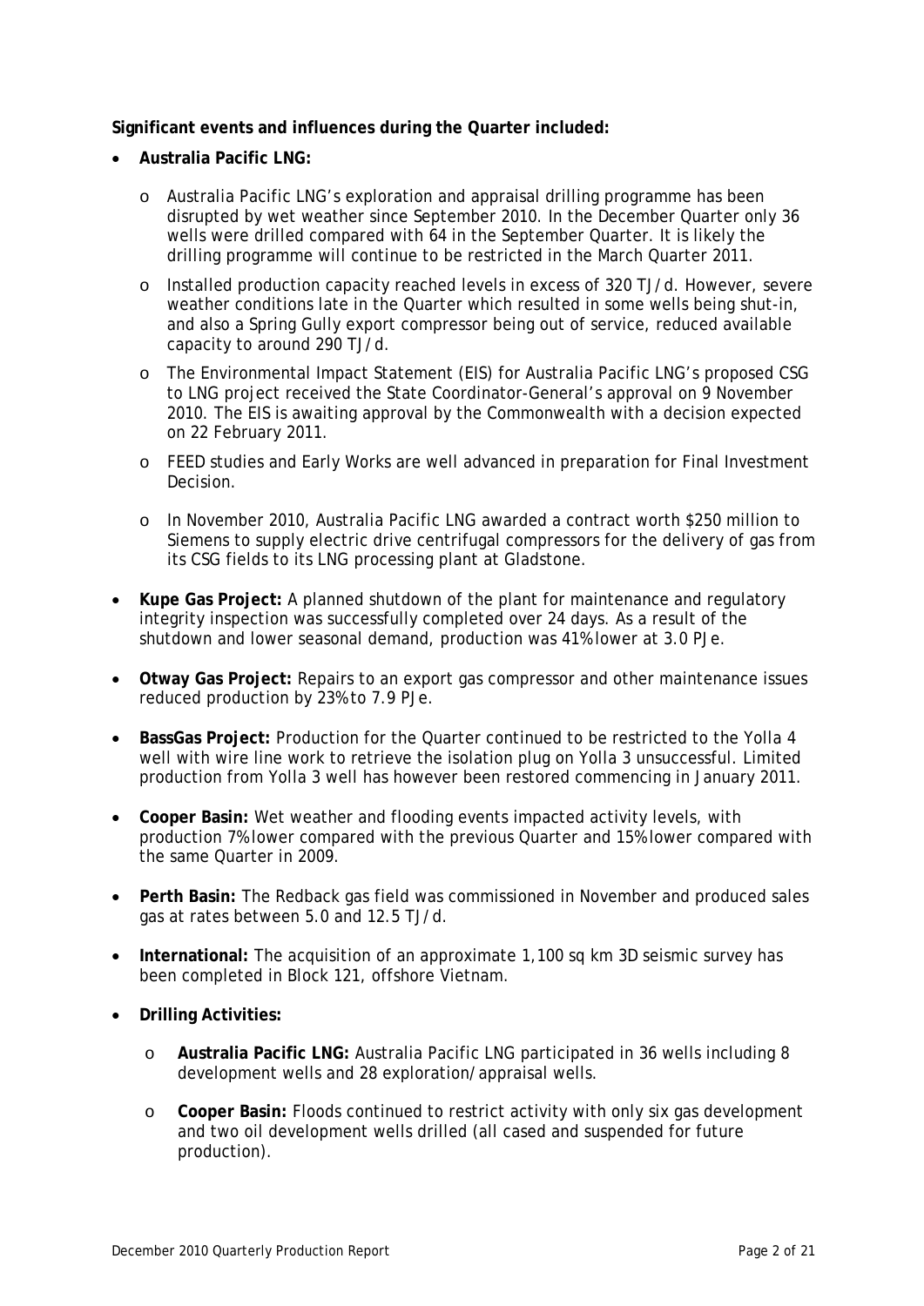**Significant events and influences during the Quarter included:**

- **Australia Pacific LNG:**
  - Australia Pacific LNG's exploration and appraisal drilling programme has been disrupted by wet weather since September 2010. In the December Quarter only 36 wells were drilled compared with 64 in the September Quarter. It is likely the drilling programme will continue to be restricted in the March Quarter 2011.
  - Installed production capacity reached levels in excess of 320 TJ/d. However, severe weather conditions late in the Quarter which resulted in some wells being shut-in, and also a Spring Gully export compressor being out of service, reduced available capacity to around 290 TJ/d.
  - The Environmental Impact Statement (EIS) for Australia Pacific LNG's proposed CSG to LNG project received the State Coordinator-General's approval on 9 November 2010. The EIS is awaiting approval by the Commonwealth with a decision expected on 22 February 2011.
  - FEED studies and Early Works are well advanced in preparation for Final Investment Decision.
  - In November 2010, Australia Pacific LNG awarded a contract worth $250 million to Siemens to supply electric drive centrifugal compressors for the delivery of gas from its CSG fields to its LNG processing plant at Gladstone.
- **Kupe Gas Project:** A planned shutdown of the plant for maintenance and regulatory integrity inspection was successfully completed over 24 days. As a result of the shutdown and lower seasonal demand, production was 41% lower at 3.0 PJe.
- **Otway Gas Project:** Repairs to an export gas compressor and other maintenance issues reduced production by 23% to 7.9 PJe.
- **BassGas Project:** Production for the Quarter continued to be restricted to the Yolla 4 well with wire line work to retrieve the isolation plug on Yolla 3 unsuccessful. Limited production from Yolla 3 well has however been restored commencing in January 2011.
- **Cooper Basin:** Wet weather and flooding events impacted activity levels, with production 7% lower compared with the previous Quarter and 15% lower compared with the same Quarter in 2009.
- **Perth Basin:** The Redback gas field was commissioned in November and produced sales gas at rates between 5.0 and 12.5 TJ/d.
- **International:** The acquisition of an approximate 1,100 sq km 3D seismic survey has been completed in Block 121, offshore Vietnam.
- **Drilling Activities:**
  - **Australia Pacific LNG:** Australia Pacific LNG participated in 36 wells including 8 development wells and 28 exploration/appraisal wells.
  - **Cooper Basin:** Floods continued to restrict activity with only six gas development and two oil development wells drilled (all cased and suspended for future production).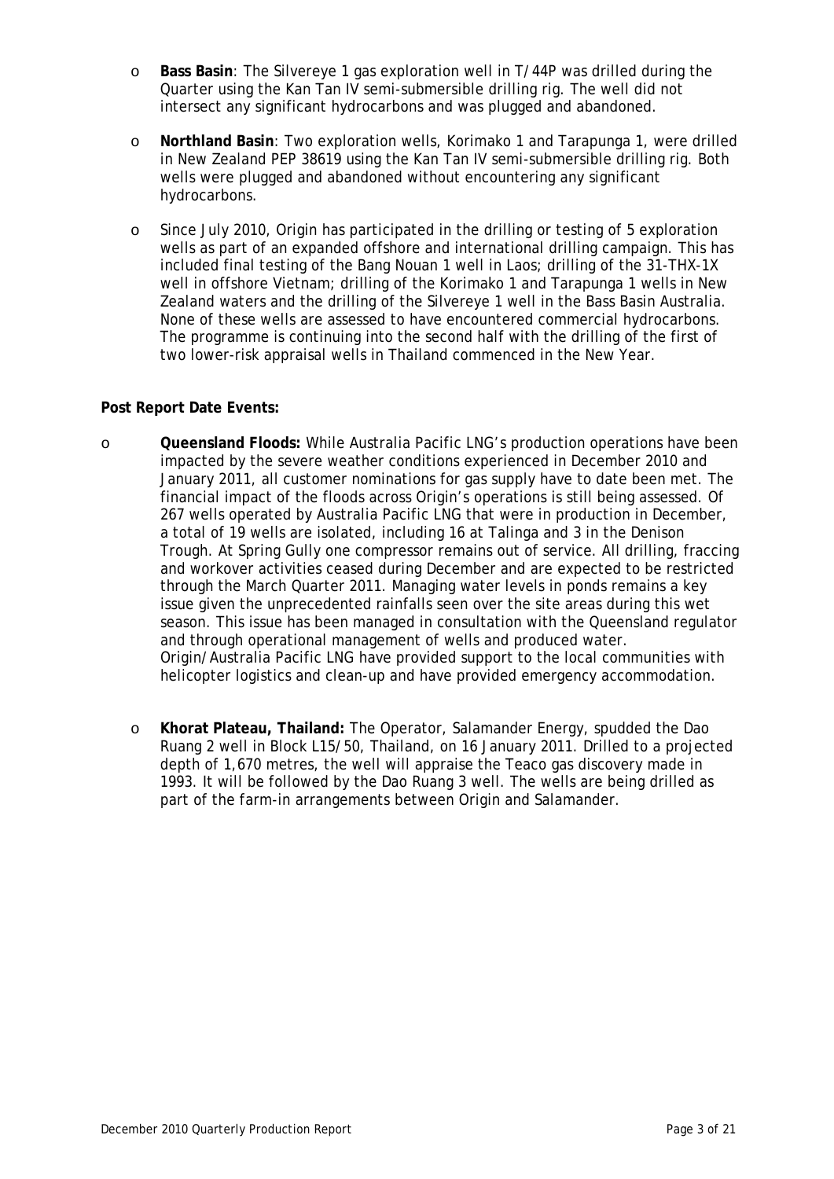- **Bass Basin**: The Silvereye 1 gas exploration well in T/44P was drilled during the Quarter using the Kan Tan IV semi-submersible drilling rig. The well did not intersect any significant hydrocarbons and was plugged and abandoned.

- **Northland Basin**: Two exploration wells, Korimako 1 and Tarapunga 1, were drilled in New Zealand PEP 38619 using the Kan Tan IV semi-submersible drilling rig. Both wells were plugged and abandoned without encountering any significant hydrocarbons.

- Since July 2010, Origin has participated in the drilling or testing of 5 exploration wells as part of an expanded offshore and international drilling campaign. This has included final testing of the Bang Nouan 1 well in Laos; drilling of the 31-THX-1X well in offshore Vietnam; drilling of the Korimako 1 and Tarapunga 1 wells in New Zealand waters and the drilling of the Silvereye 1 well in the Bass Basin Australia. None of these wells are assessed to have encountered commercial hydrocarbons. The programme is continuing into the second half with the drilling of the first of two lower-risk appraisal wells in Thailand commenced in the New Year.

**Post Report Date Events:**

- **Queensland Floods:** While Australia Pacific LNG's production operations have been impacted by the severe weather conditions experienced in December 2010 and January 2011, all customer nominations for gas supply have to date been met. The financial impact of the floods across Origin's operations is still being assessed. Of 267 wells operated by Australia Pacific LNG that were in production in December, a total of 19 wells are isolated, including 16 at Talinga and 3 in the Denison Trough. At Spring Gully one compressor remains out of service. All drilling, fraccing and workover activities ceased during December and are expected to be restricted through the March Quarter 2011. Managing water levels in ponds remains a key issue given the unprecedented rainfalls seen over the site areas during this wet season. This issue has been managed in consultation with the Queensland regulator and through operational management of wells and produced water. Origin/Australia Pacific LNG have provided support to the local communities with helicopter logistics and clean-up and have provided emergency accommodation.

- **Khorat Plateau, Thailand:** The Operator, Salamander Energy, spudded the Dao Ruang 2 well in Block L15/50, Thailand, on 16 January 2011. Drilled to a projected depth of 1,670 metres, the well will appraise the Teaco gas discovery made in 1993. It will be followed by the Dao Ruang 3 well. The wells are being drilled as part of the farm-in arrangements between Origin and Salamander.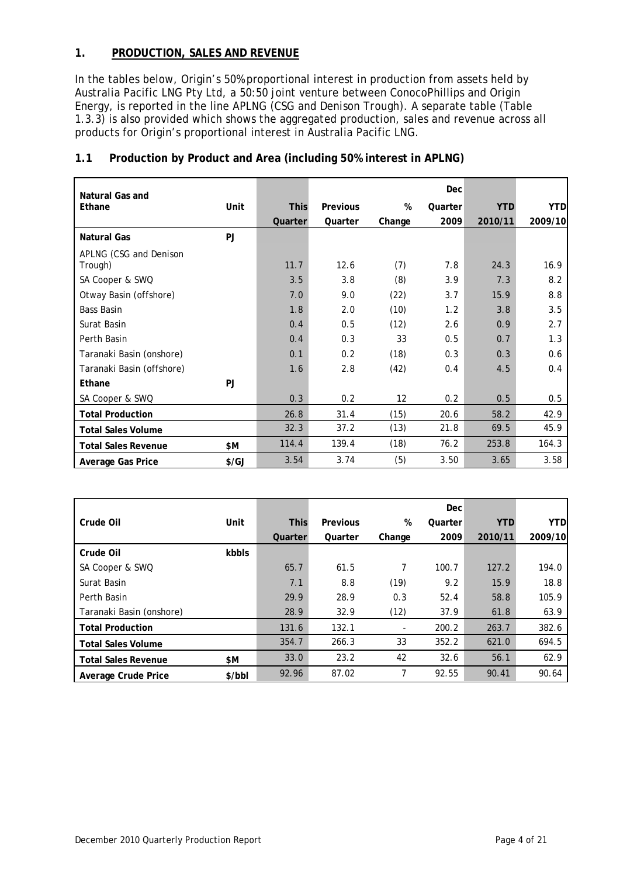## 1. PRODUCTION, SALES AND REVENUE

In the tables below, Origin's 50% proportional interest in production from assets held by Australia Pacific LNG Pty Ltd, a 50:50 joint venture between ConocoPhillips and Origin Energy, is reported in the line APLNG (CSG and Denison Trough). A separate table (Table 1.3.3) is also provided which shows the aggregated production, sales and revenue across all products for Origin's proportional interest in Australia Pacific LNG.

### 1.1 Production by Product and Area (including 50% interest in APLNG)

| Natural Gas and Ethane | Unit | This Quarter | Previous Quarter | % Change | Dec Quarter 2009 | YTD 2010/11 | YTD 2009/10 |
|---|---|---|---|---|---|---|---|
| **Natural Gas** | PJ | | | | | | |
| APLNG (CSG and Denison Trough) | | 11.7 | 12.6 | (7) | 7.8 | 24.3 | 16.9 |
| SA Cooper & SWQ | | 3.5 | 3.8 | (8) | 3.9 | 7.3 | 8.2 |
| Otway Basin (offshore) | | 7.0 | 9.0 | (22) | 3.7 | 15.9 | 8.8 |
| Bass Basin | | 1.8 | 2.0 | (10) | 1.2 | 3.8 | 3.5 |
| Surat Basin | | 0.4 | 0.5 | (12) | 2.6 | 0.9 | 2.7 |
| Perth Basin | | 0.4 | 0.3 | 33 | 0.5 | 0.7 | 1.3 |
| Taranaki Basin (onshore) | | 0.1 | 0.2 | (18) | 0.3 | 0.3 | 0.6 |
| Taranaki Basin (offshore) | | 1.6 | 2.8 | (42) | 0.4 | 4.5 | 0.4 |
| **Ethane** | PJ | | | | | | |
| SA Cooper & SWQ | | 0.3 | 0.2 | 12 | 0.2 | 0.5 | 0.5 |
| **Total Production** | | 26.8 | 31.4 | (15) | 20.6 | 58.2 | 42.9 |
| **Total Sales Volume** | | 32.3 | 37.2 | (13) | 21.8 | 69.5 | 45.9 |
| **Total Sales Revenue** | $M | 114.4 | 139.4 | (18) | 76.2 | 253.8 | 164.3 |
| **Average Gas Price** | $/GJ | 3.54 | 3.74 | (5) | 3.50 | 3.65 | 3.58 |

| Crude Oil | Unit | This Quarter | Previous Quarter | % Change | Dec Quarter 2009 | YTD 2010/11 | YTD 2009/10 |
|---|---|---|---|---|---|---|---|
| **Crude Oil** | kbbls | | | | | | |
| SA Cooper & SWQ | | 65.7 | 61.5 | 7 | 100.7 | 127.2 | 194.0 |
| Surat Basin | | 7.1 | 8.8 | (19) | 9.2 | 15.9 | 18.8 |
| Perth Basin | | 29.9 | 28.9 | 0.3 | 52.4 | 58.8 | 105.9 |
| Taranaki Basin (onshore) | | 28.9 | 32.9 | (12) | 37.9 | 61.8 | 63.9 |
| **Total Production** | | 131.6 | 132.1 | - | 200.2 | 263.7 | 382.6 |
| **Total Sales Volume** | | 354.7 | 266.3 | 33 | 352.2 | 621.0 | 694.5 |
| **Total Sales Revenue** | $M | 33.0 | 23.2 | 42 | 32.6 | 56.1 | 62.9 |
| **Average Crude Price** | $/bbl | 92.96 | 87.02 | 7 | 92.55 | 90.41 | 90.64 |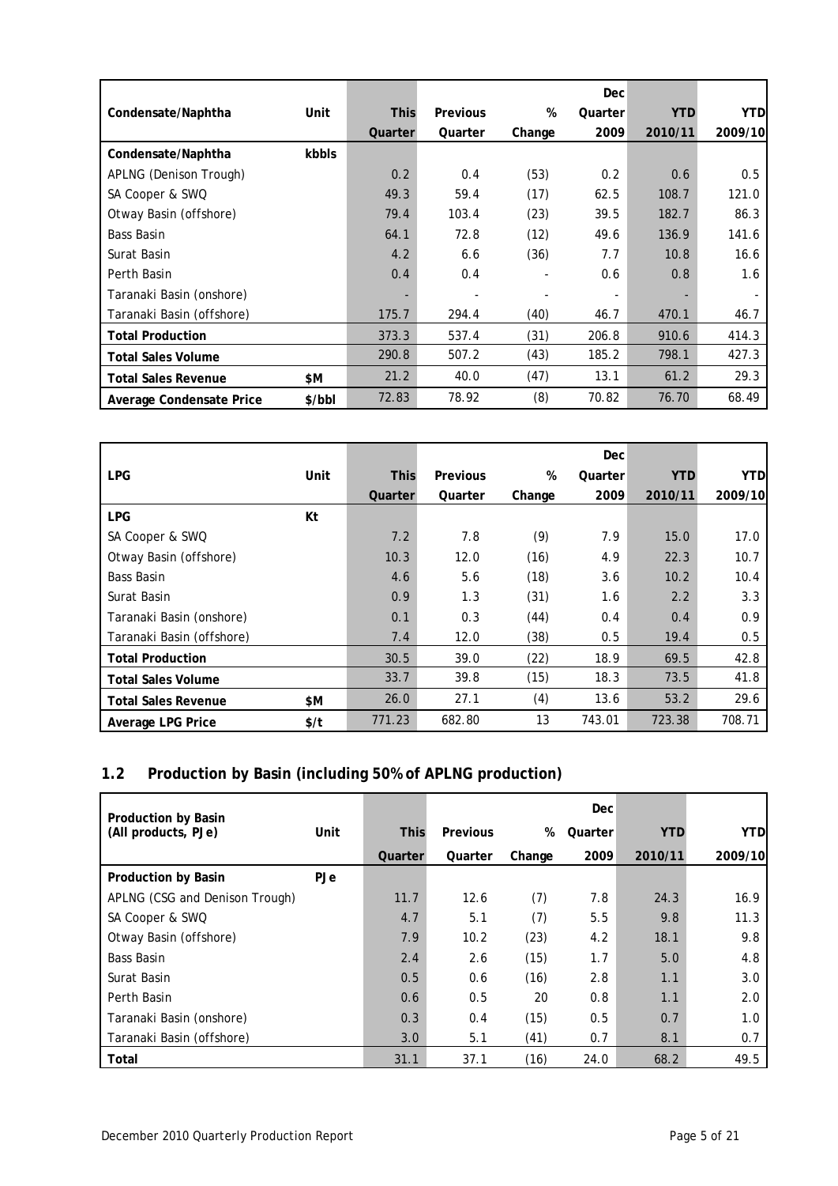| Condensate/Naphtha | Unit | This Quarter | Previous Quarter | % Change | Dec Quarter 2009 | YTD 2010/11 | YTD 2009/10 |
|---|---|---|---|---|---|---|---|
| **Condensate/Naphtha** | **kbbls** | | | | | | |
| APLNG (Denison Trough) | | 0.2 | 0.4 | (53) | 0.2 | 0.6 | 0.5 |
| SA Cooper & SWQ | | 49.3 | 59.4 | (17) | 62.5 | 108.7 | 121.0 |
| Otway Basin (offshore) | | 79.4 | 103.4 | (23) | 39.5 | 182.7 | 86.3 |
| Bass Basin | | 64.1 | 72.8 | (12) | 49.6 | 136.9 | 141.6 |
| Surat Basin | | 4.2 | 6.6 | (36) | 7.7 | 10.8 | 16.6 |
| Perth Basin | | 0.4 | 0.4 | - | 0.6 | 0.8 | 1.6 |
| Taranaki Basin (onshore) | | - | - | - | - | - | - |
| Taranaki Basin (offshore) | | 175.7 | 294.4 | (40) | 46.7 | 470.1 | 46.7 |
| **Total Production** | | 373.3 | 537.4 | (31) | 206.8 | 910.6 | 414.3 |
| **Total Sales Volume** | | 290.8 | 507.2 | (43) | 185.2 | 798.1 | 427.3 |
| **Total Sales Revenue** | **$M** | 21.2 | 40.0 | (47) | 13.1 | 61.2 | 29.3 |
| **Average Condensate Price** | **$/bbl** | 72.83 | 78.92 | (8) | 70.82 | 76.70 | 68.49 |

| LPG | Unit | This Quarter | Previous Quarter | % Change | Dec Quarter 2009 | YTD 2010/11 | YTD 2009/10 |
|---|---|---|---|---|---|---|---|
| **LPG** | **Kt** | | | | | | |
| SA Cooper & SWQ | | 7.2 | 7.8 | (9) | 7.9 | 15.0 | 17.0 |
| Otway Basin (offshore) | | 10.3 | 12.0 | (16) | 4.9 | 22.3 | 10.7 |
| Bass Basin | | 4.6 | 5.6 | (18) | 3.6 | 10.2 | 10.4 |
| Surat Basin | | 0.9 | 1.3 | (31) | 1.6 | 2.2 | 3.3 |
| Taranaki Basin (onshore) | | 0.1 | 0.3 | (44) | 0.4 | 0.4 | 0.9 |
| Taranaki Basin (offshore) | | 7.4 | 12.0 | (38) | 0.5 | 19.4 | 0.5 |
| **Total Production** | | 30.5 | 39.0 | (22) | 18.9 | 69.5 | 42.8 |
| **Total Sales Volume** | | 33.7 | 39.8 | (15) | 18.3 | 73.5 | 41.8 |
| **Total Sales Revenue** | **$M** | 26.0 | 27.1 | (4) | 13.6 | 53.2 | 29.6 |
| **Average LPG Price** | **$/t** | 771.23 | 682.80 | 13 | 743.01 | 723.38 | 708.71 |

## 1.2 Production by Basin (including 50% of APLNG production)

| Production by Basin (All products, PJe) | Unit | This Quarter | Previous Quarter | % Change | Dec Quarter 2009 | YTD 2010/11 | YTD 2009/10 |
|---|---|---|---|---|---|---|---|
| **Production by Basin** | **PJe** | | | | | | |
| APLNG (CSG and Denison Trough) | | 11.7 | 12.6 | (7) | 7.8 | 24.3 | 16.9 |
| SA Cooper & SWQ | | 4.7 | 5.1 | (7) | 5.5 | 9.8 | 11.3 |
| Otway Basin (offshore) | | 7.9 | 10.2 | (23) | 4.2 | 18.1 | 9.8 |
| Bass Basin | | 2.4 | 2.6 | (15) | 1.7 | 5.0 | 4.8 |
| Surat Basin | | 0.5 | 0.6 | (16) | 2.8 | 1.1 | 3.0 |
| Perth Basin | | 0.6 | 0.5 | 20 | 0.8 | 1.1 | 2.0 |
| Taranaki Basin (onshore) | | 0.3 | 0.4 | (15) | 0.5 | 0.7 | 1.0 |
| Taranaki Basin (offshore) | | 3.0 | 5.1 | (41) | 0.7 | 8.1 | 0.7 |
| **Total** | | 31.1 | 37.1 | (16) | 24.0 | 68.2 | 49.5 |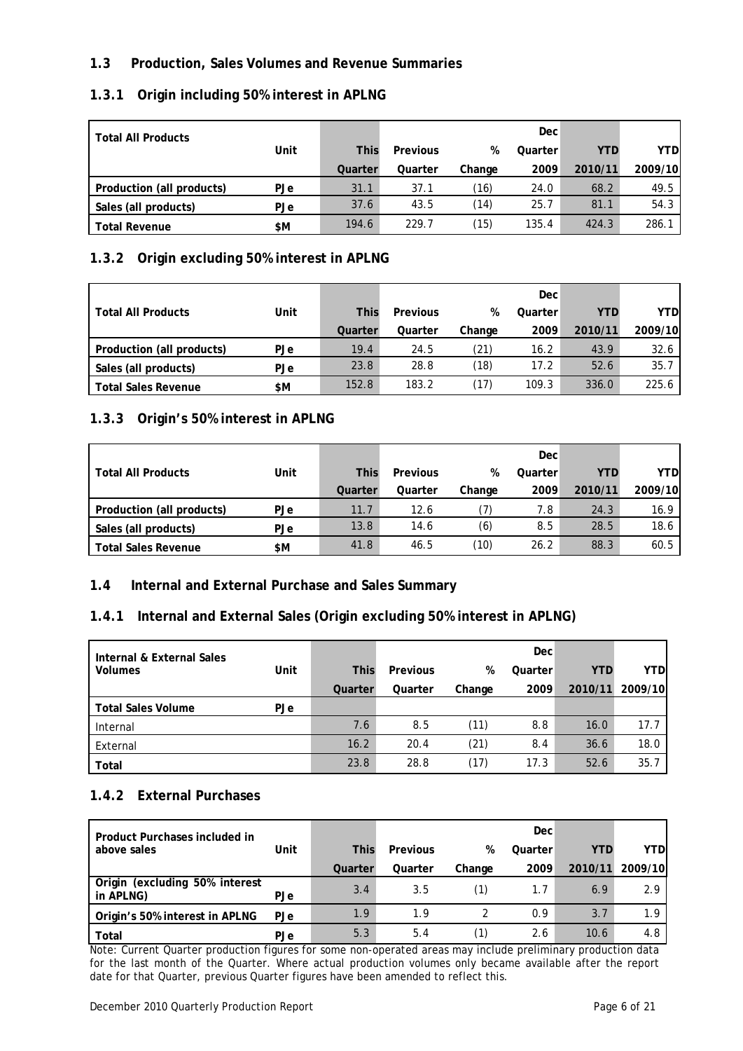## 1.3 Production, Sales Volumes and Revenue Summaries

### 1.3.1 Origin including 50% interest in APLNG

| Total All Products | Unit | This Quarter | Previous Quarter | % Change | Dec Quarter 2009 | YTD 2010/11 | YTD 2009/10 |
|---|---|---|---|---|---|---|---|
| Production (all products) | PJe | 31.1 | 37.1 | (16) | 24.0 | 68.2 | 49.5 |
| Sales (all products) | PJe | 37.6 | 43.5 | (14) | 25.7 | 81.1 | 54.3 |
| Total Revenue | $M | 194.6 | 229.7 | (15) | 135.4 | 424.3 | 286.1 |

### 1.3.2 Origin excluding 50% interest in APLNG

| Total All Products | Unit | This Quarter | Previous Quarter | % Change | Dec Quarter 2009 | YTD 2010/11 | YTD 2009/10 |
|---|---|---|---|---|---|---|---|
| Production (all products) | PJe | 19.4 | 24.5 | (21) | 16.2 | 43.9 | 32.6 |
| Sales (all products) | PJe | 23.8 | 28.8 | (18) | 17.2 | 52.6 | 35.7 |
| Total Sales Revenue | $M | 152.8 | 183.2 | (17) | 109.3 | 336.0 | 225.6 |

### 1.3.3 Origin's 50% interest in APLNG

| Total All Products | Unit | This Quarter | Previous Quarter | % Change | Dec Quarter 2009 | YTD 2010/11 | YTD 2009/10 |
|---|---|---|---|---|---|---|---|
| Production (all products) | PJe | 11.7 | 12.6 | (7) | 7.8 | 24.3 | 16.9 |
| Sales (all products) | PJe | 13.8 | 14.6 | (6) | 8.5 | 28.5 | 18.6 |
| Total Sales Revenue | $M | 41.8 | 46.5 | (10) | 26.2 | 88.3 | 60.5 |

## 1.4 Internal and External Purchase and Sales Summary

### 1.4.1 Internal and External Sales (Origin excluding 50% interest in APLNG)

| Internal & External Sales Volumes | Unit | This Quarter | Previous Quarter | % Change | Dec Quarter 2009 | YTD 2010/11 | YTD 2009/10 |
|---|---|---|---|---|---|---|---|
| Total Sales Volume | PJe | | | | | | |
| Internal | | 7.6 | 8.5 | (11) | 8.8 | 16.0 | 17.7 |
| External | | 16.2 | 20.4 | (21) | 8.4 | 36.6 | 18.0 |
| Total | | 23.8 | 28.8 | (17) | 17.3 | 52.6 | 35.7 |

### 1.4.2 External Purchases

| Product Purchases included in above sales | Unit | This Quarter | Previous Quarter | % Change | Dec Quarter 2009 | YTD 2010/11 | YTD 2009/10 |
|---|---|---|---|---|---|---|---|
| Origin (excluding 50% interest in APLNG) | PJe | 3.4 | 3.5 | (1) | 1.7 | 6.9 | 2.9 |
| Origin's 50% interest in APLNG | PJe | 1.9 | 1.9 | 2 | 0.9 | 3.7 | 1.9 |
| Total | PJe | 5.3 | 5.4 | (1) | 2.6 | 10.6 | 4.8 |

Note: Current Quarter production figures for some non-operated areas may include preliminary production data for the last month of the Quarter. Where actual production volumes only became available after the report date for that Quarter, previous Quarter figures have been amended to reflect this.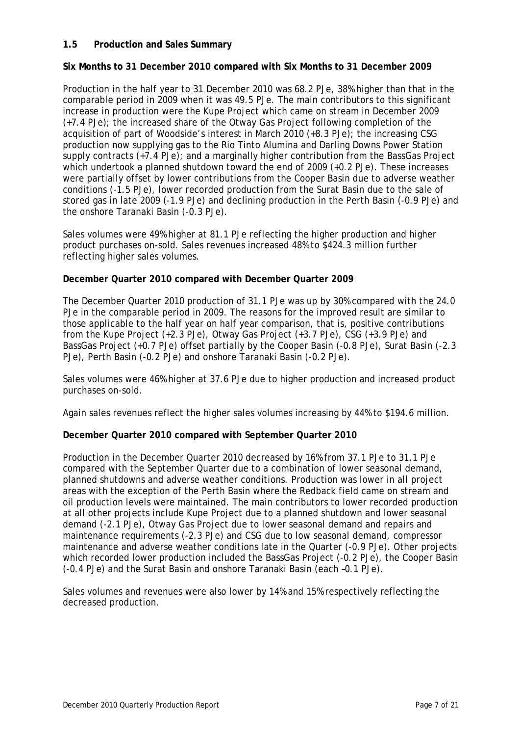## 1.5 Production and Sales Summary

**Six Months to 31 December 2010 compared with Six Months to 31 December 2009**

Production in the half year to 31 December 2010 was 68.2 PJe, 38% higher than that in the comparable period in 2009 when it was 49.5 PJe. The main contributors to this significant increase in production were the Kupe Project which came on stream in December 2009 (+7.4 PJe); the increased share of the Otway Gas Project following completion of the acquisition of part of Woodside's interest in March 2010 (+8.3 PJe); the increasing CSG production now supplying gas to the Rio Tinto Alumina and Darling Downs Power Station supply contracts (+7.4 PJe); and a marginally higher contribution from the BassGas Project which undertook a planned shutdown toward the end of 2009 (+0.2 PJe). These increases were partially offset by lower contributions from the Cooper Basin due to adverse weather conditions (-1.5 PJe), lower recorded production from the Surat Basin due to the sale of stored gas in late 2009 (-1.9 PJe) and declining production in the Perth Basin (-0.9 PJe) and the onshore Taranaki Basin (-0.3 PJe).

Sales volumes were 49% higher at 81.1 PJe reflecting the higher production and higher product purchases on-sold. Sales revenues increased 48% to $424.3 million further reflecting higher sales volumes.

**December Quarter 2010 compared with December Quarter 2009**

The December Quarter 2010 production of 31.1 PJe was up by 30% compared with the 24.0 PJe in the comparable period in 2009. The reasons for the improved result are similar to those applicable to the half year on half year comparison, that is, positive contributions from the Kupe Project (+2.3 PJe), Otway Gas Project (+3.7 PJe), CSG (+3.9 PJe) and BassGas Project (+0.7 PJe) offset partially by the Cooper Basin (-0.8 PJe), Surat Basin (-2.3 PJe), Perth Basin (-0.2 PJe) and onshore Taranaki Basin (-0.2 PJe).

Sales volumes were 46% higher at 37.6 PJe due to higher production and increased product purchases on-sold.

Again sales revenues reflect the higher sales volumes increasing by 44% to $194.6 million.

**December Quarter 2010 compared with September Quarter 2010**

Production in the December Quarter 2010 decreased by 16% from 37.1 PJe to 31.1 PJe compared with the September Quarter due to a combination of lower seasonal demand, planned shutdowns and adverse weather conditions. Production was lower in all project areas with the exception of the Perth Basin where the Redback field came on stream and oil production levels were maintained. The main contributors to lower recorded production at all other projects include Kupe Project due to a planned shutdown and lower seasonal demand (-2.1 PJe), Otway Gas Project due to lower seasonal demand and repairs and maintenance requirements (-2.3 PJe) and CSG due to low seasonal demand, compressor maintenance and adverse weather conditions late in the Quarter (-0.9 PJe). Other projects which recorded lower production included the BassGas Project (-0.2 PJe), the Cooper Basin (-0.4 PJe) and the Surat Basin and onshore Taranaki Basin (each –0.1 PJe).

Sales volumes and revenues were also lower by 14% and 15% respectively reflecting the decreased production.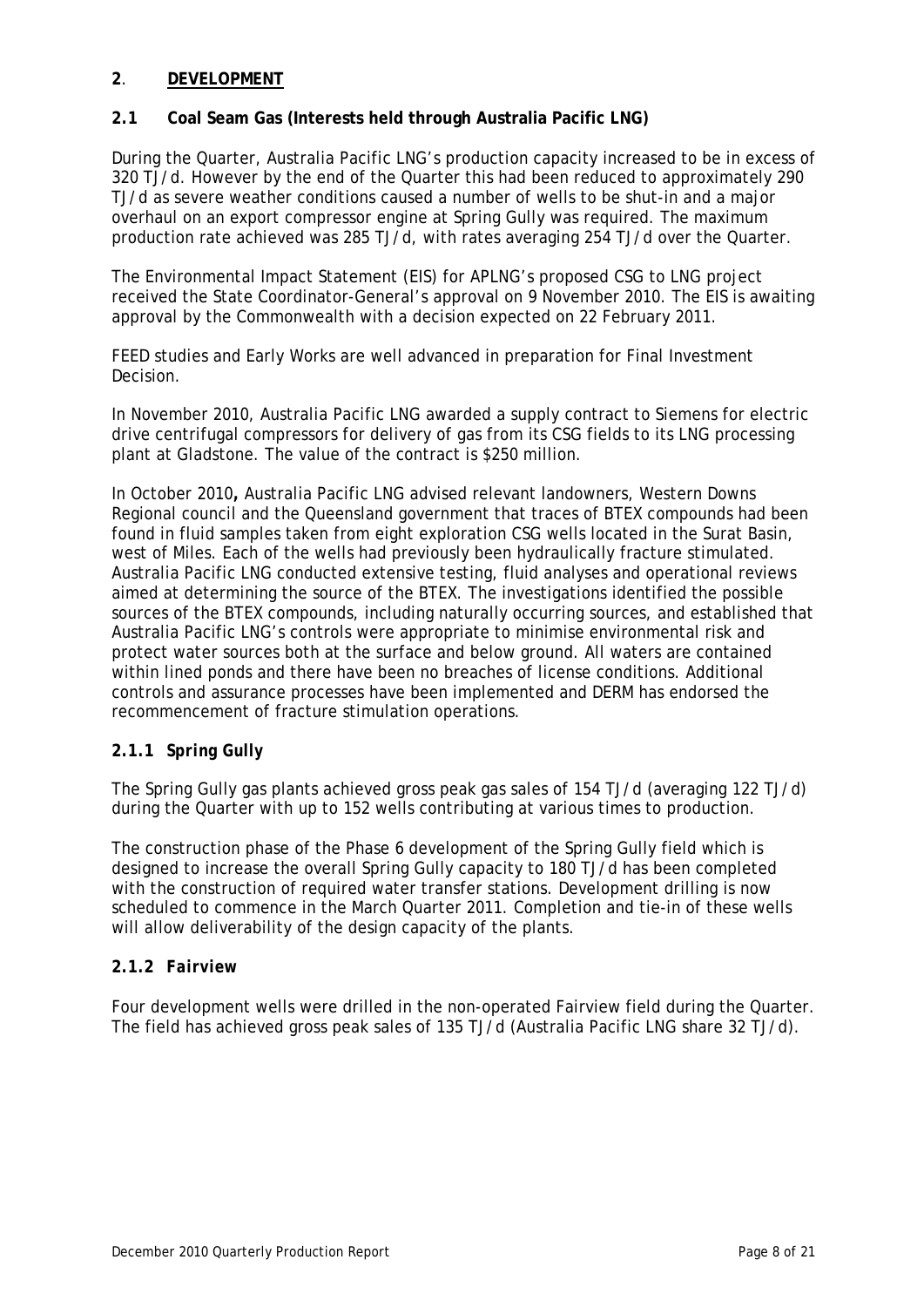## 2. DEVELOPMENT

### 2.1 Coal Seam Gas (Interests held through Australia Pacific LNG)

During the Quarter, Australia Pacific LNG's production capacity increased to be in excess of 320 TJ/d. However by the end of the Quarter this had been reduced to approximately 290 TJ/d as severe weather conditions caused a number of wells to be shut-in and a major overhaul on an export compressor engine at Spring Gully was required. The maximum production rate achieved was 285 TJ/d, with rates averaging 254 TJ/d over the Quarter.

The Environmental Impact Statement (EIS) for APLNG's proposed CSG to LNG project received the State Coordinator-General's approval on 9 November 2010. The EIS is awaiting approval by the Commonwealth with a decision expected on 22 February 2011.

FEED studies and Early Works are well advanced in preparation for Final Investment Decision.

In November 2010, Australia Pacific LNG awarded a supply contract to Siemens for electric drive centrifugal compressors for delivery of gas from its CSG fields to its LNG processing plant at Gladstone. The value of the contract is $250 million.

In October 2010**,** Australia Pacific LNG advised relevant landowners, Western Downs Regional council and the Queensland government that traces of BTEX compounds had been found in fluid samples taken from eight exploration CSG wells located in the Surat Basin, west of Miles. Each of the wells had previously been hydraulically fracture stimulated. Australia Pacific LNG conducted extensive testing, fluid analyses and operational reviews aimed at determining the source of the BTEX. The investigations identified the possible sources of the BTEX compounds, including naturally occurring sources, and established that Australia Pacific LNG's controls were appropriate to minimise environmental risk and protect water sources both at the surface and below ground. All waters are contained within lined ponds and there have been no breaches of license conditions. Additional controls and assurance processes have been implemented and DERM has endorsed the recommencement of fracture stimulation operations.

#### *2.1.1 Spring Gully*

The Spring Gully gas plants achieved gross peak gas sales of 154 TJ/d (averaging 122 TJ/d) during the Quarter with up to 152 wells contributing at various times to production.

The construction phase of the Phase 6 development of the Spring Gully field which is designed to increase the overall Spring Gully capacity to 180 TJ/d has been completed with the construction of required water transfer stations. Development drilling is now scheduled to commence in the March Quarter 2011. Completion and tie-in of these wells will allow deliverability of the design capacity of the plants.

#### *2.1.2 Fairview*

Four development wells were drilled in the non-operated Fairview field during the Quarter. The field has achieved gross peak sales of 135 TJ/d (Australia Pacific LNG share 32 TJ/d).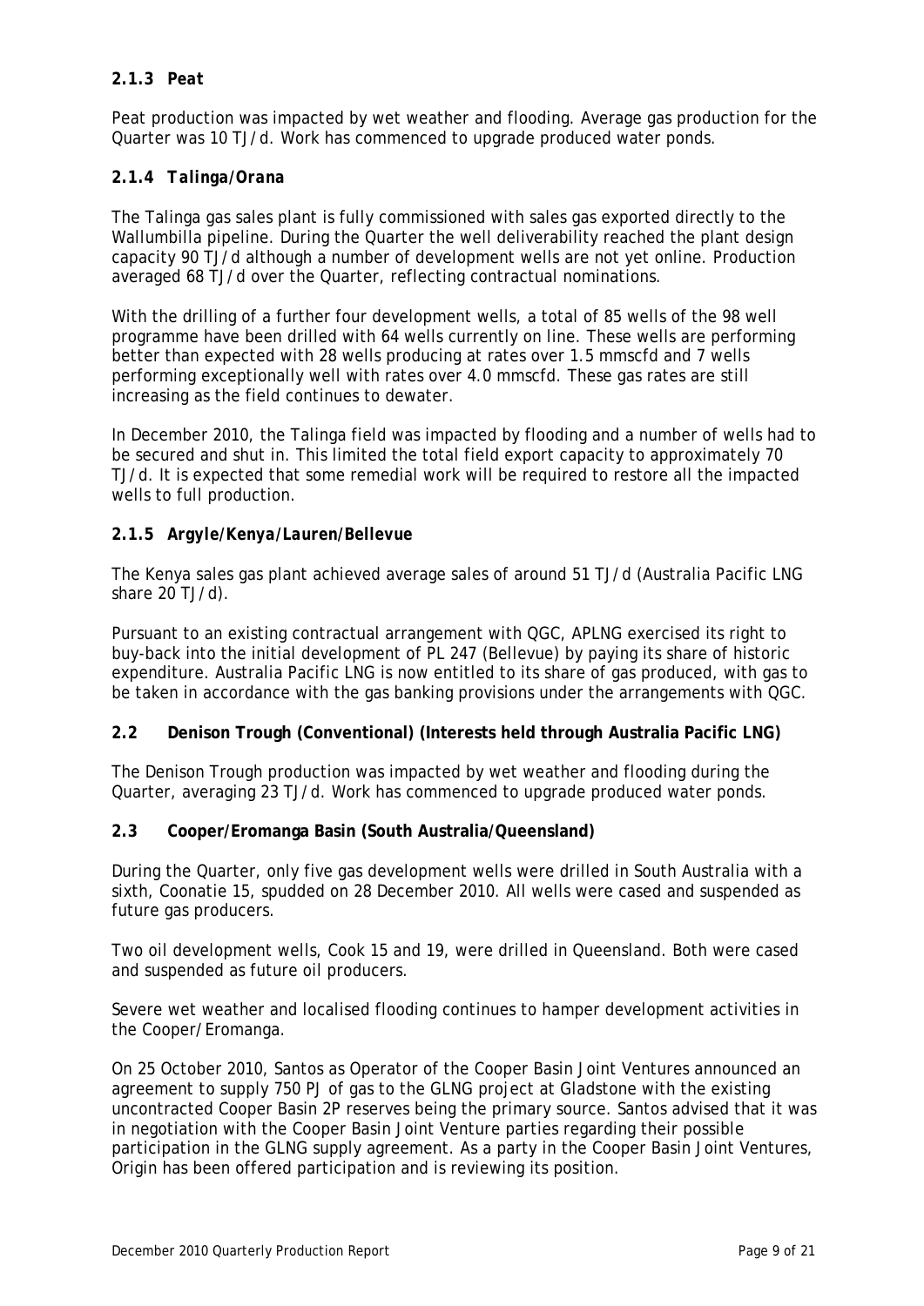#### 2.1.3 *Peat*

Peat production was impacted by wet weather and flooding. Average gas production for the Quarter was 10 TJ/d. Work has commenced to upgrade produced water ponds.

#### 2.1.4 *Talinga/Orana*

The Talinga gas sales plant is fully commissioned with sales gas exported directly to the Wallumbilla pipeline. During the Quarter the well deliverability reached the plant design capacity 90 TJ/d although a number of development wells are not yet online. Production averaged 68 TJ/d over the Quarter, reflecting contractual nominations.

With the drilling of a further four development wells, a total of 85 wells of the 98 well programme have been drilled with 64 wells currently on line. These wells are performing better than expected with 28 wells producing at rates over 1.5 mmscfd and 7 wells performing exceptionally well with rates over 4.0 mmscfd. These gas rates are still increasing as the field continues to dewater.

In December 2010, the Talinga field was impacted by flooding and a number of wells had to be secured and shut in. This limited the total field export capacity to approximately 70 TJ/d. It is expected that some remedial work will be required to restore all the impacted wells to full production.

#### 2.1.5 *Argyle/Kenya/Lauren/Bellevue*

The Kenya sales gas plant achieved average sales of around 51 TJ/d (Australia Pacific LNG share 20 TJ/d).

Pursuant to an existing contractual arrangement with QGC, APLNG exercised its right to buy-back into the initial development of PL 247 (Bellevue) by paying its share of historic expenditure. Australia Pacific LNG is now entitled to its share of gas produced, with gas to be taken in accordance with the gas banking provisions under the arrangements with QGC.

### 2.2 Denison Trough (Conventional) (Interests held through Australia Pacific LNG)

The Denison Trough production was impacted by wet weather and flooding during the Quarter, averaging 23 TJ/d. Work has commenced to upgrade produced water ponds.

### 2.3 Cooper/Eromanga Basin (South Australia/Queensland)

During the Quarter, only five gas development wells were drilled in South Australia with a sixth, Coonatie 15, spudded on 28 December 2010. All wells were cased and suspended as future gas producers.

Two oil development wells, Cook 15 and 19, were drilled in Queensland. Both were cased and suspended as future oil producers.

Severe wet weather and localised flooding continues to hamper development activities in the Cooper/Eromanga.

On 25 October 2010, Santos as Operator of the Cooper Basin Joint Ventures announced an agreement to supply 750 PJ of gas to the GLNG project at Gladstone with the existing uncontracted Cooper Basin 2P reserves being the primary source. Santos advised that it was in negotiation with the Cooper Basin Joint Venture parties regarding their possible participation in the GLNG supply agreement. As a party in the Cooper Basin Joint Ventures, Origin has been offered participation and is reviewing its position.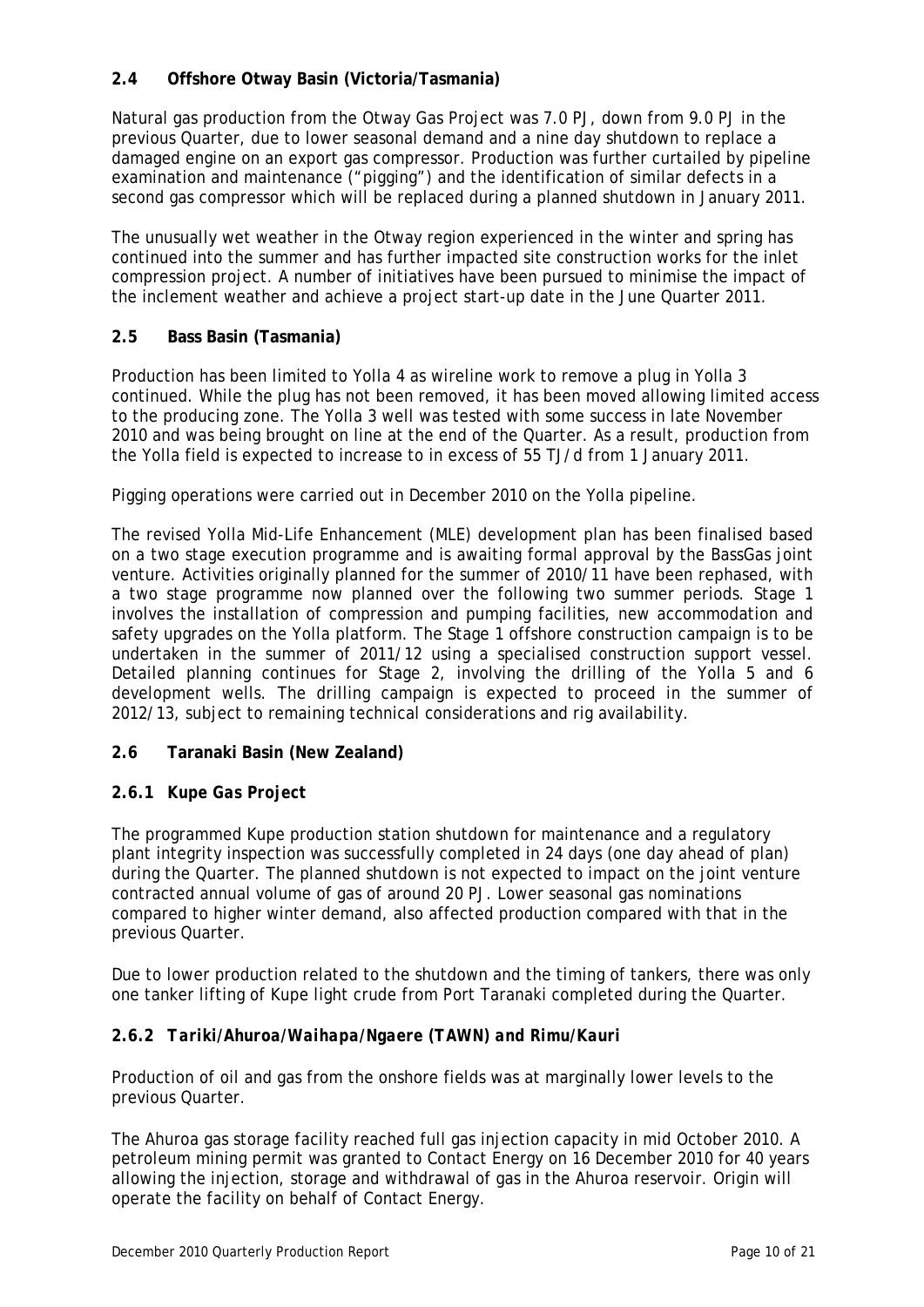## 2.4 Offshore Otway Basin (Victoria/Tasmania)

Natural gas production from the Otway Gas Project was 7.0 PJ, down from 9.0 PJ in the previous Quarter, due to lower seasonal demand and a nine day shutdown to replace a damaged engine on an export gas compressor. Production was further curtailed by pipeline examination and maintenance ("pigging") and the identification of similar defects in a second gas compressor which will be replaced during a planned shutdown in January 2011.

The unusually wet weather in the Otway region experienced in the winter and spring has continued into the summer and has further impacted site construction works for the inlet compression project. A number of initiatives have been pursued to minimise the impact of the inclement weather and achieve a project start-up date in the June Quarter 2011.

## 2.5 Bass Basin (Tasmania)

Production has been limited to Yolla 4 as wireline work to remove a plug in Yolla 3 continued. While the plug has not been removed, it has been moved allowing limited access to the producing zone. The Yolla 3 well was tested with some success in late November 2010 and was being brought on line at the end of the Quarter. As a result, production from the Yolla field is expected to increase to in excess of 55 TJ/d from 1 January 2011.

Pigging operations were carried out in December 2010 on the Yolla pipeline.

The revised Yolla Mid-Life Enhancement (MLE) development plan has been finalised based on a two stage execution programme and is awaiting formal approval by the BassGas joint venture. Activities originally planned for the summer of 2010/11 have been rephased, with a two stage programme now planned over the following two summer periods. Stage 1 involves the installation of compression and pumping facilities, new accommodation and safety upgrades on the Yolla platform. The Stage 1 offshore construction campaign is to be undertaken in the summer of 2011/12 using a specialised construction support vessel. Detailed planning continues for Stage 2, involving the drilling of the Yolla 5 and 6 development wells. The drilling campaign is expected to proceed in the summer of 2012/13, subject to remaining technical considerations and rig availability.

## 2.6 Taranaki Basin (New Zealand)

### *2.6.1 Kupe Gas Project*

The programmed Kupe production station shutdown for maintenance and a regulatory plant integrity inspection was successfully completed in 24 days (one day ahead of plan) during the Quarter. The planned shutdown is not expected to impact on the joint venture contracted annual volume of gas of around 20 PJ. Lower seasonal gas nominations compared to higher winter demand, also affected production compared with that in the previous Quarter.

Due to lower production related to the shutdown and the timing of tankers, there was only one tanker lifting of Kupe light crude from Port Taranaki completed during the Quarter.

### *2.6.2 Tariki/Ahuroa/Waihapa/Ngaere (TAWN) and Rimu/Kauri*

Production of oil and gas from the onshore fields was at marginally lower levels to the previous Quarter.

The Ahuroa gas storage facility reached full gas injection capacity in mid October 2010. A petroleum mining permit was granted to Contact Energy on 16 December 2010 for 40 years allowing the injection, storage and withdrawal of gas in the Ahuroa reservoir. Origin will operate the facility on behalf of Contact Energy.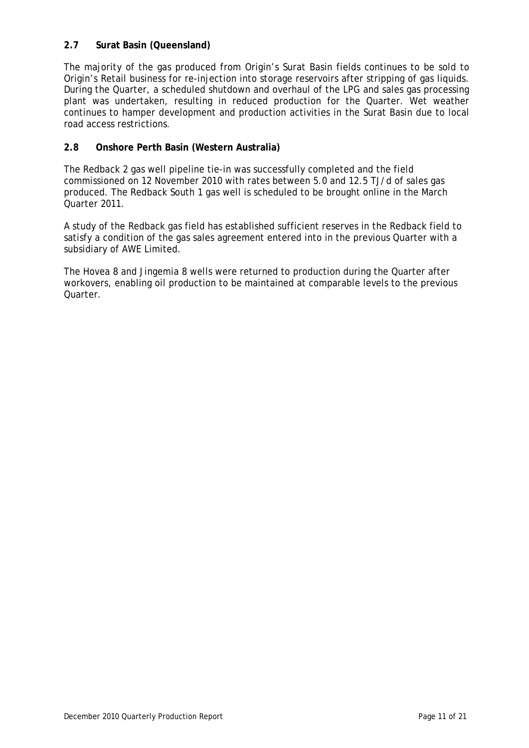### 2.7 Surat Basin (Queensland)

The majority of the gas produced from Origin's Surat Basin fields continues to be sold to Origin's Retail business for re-injection into storage reservoirs after stripping of gas liquids. During the Quarter, a scheduled shutdown and overhaul of the LPG and sales gas processing plant was undertaken, resulting in reduced production for the Quarter. Wet weather continues to hamper development and production activities in the Surat Basin due to local road access restrictions.

### 2.8 Onshore Perth Basin (Western Australia)

The Redback 2 gas well pipeline tie-in was successfully completed and the field commissioned on 12 November 2010 with rates between 5.0 and 12.5 TJ/d of sales gas produced. The Redback South 1 gas well is scheduled to be brought online in the March Quarter 2011.

A study of the Redback gas field has established sufficient reserves in the Redback field to satisfy a condition of the gas sales agreement entered into in the previous Quarter with a subsidiary of AWE Limited.

The Hovea 8 and Jingemia 8 wells were returned to production during the Quarter after workovers, enabling oil production to be maintained at comparable levels to the previous Quarter.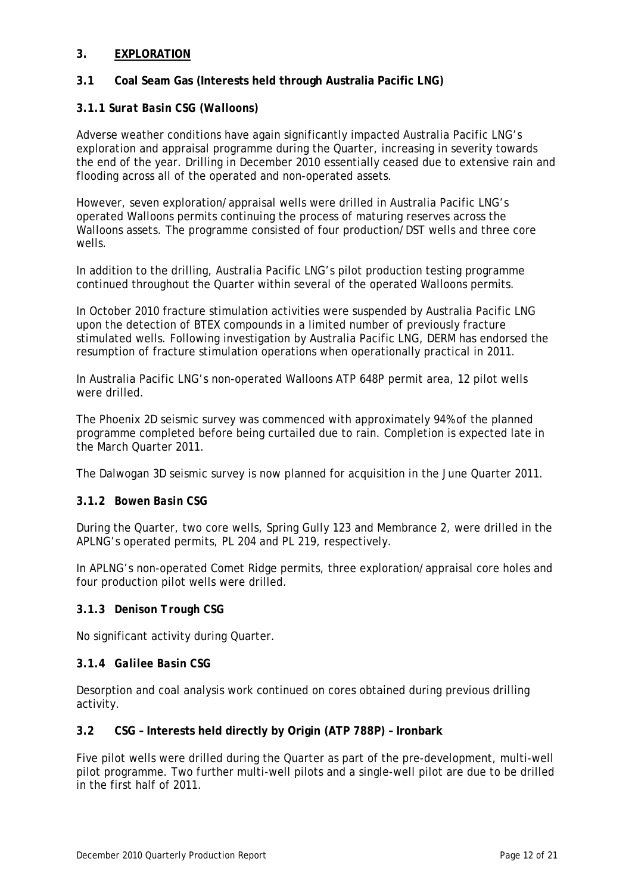## 3. EXPLORATION

### 3.1 Coal Seam Gas (Interests held through Australia Pacific LNG)

#### *3.1.1 Surat Basin CSG (Walloons)*

Adverse weather conditions have again significantly impacted Australia Pacific LNG's exploration and appraisal programme during the Quarter, increasing in severity towards the end of the year. Drilling in December 2010 essentially ceased due to extensive rain and flooding across all of the operated and non-operated assets.

However, seven exploration/appraisal wells were drilled in Australia Pacific LNG's operated Walloons permits continuing the process of maturing reserves across the Walloons assets. The programme consisted of four production/DST wells and three core wells.

In addition to the drilling, Australia Pacific LNG's pilot production testing programme continued throughout the Quarter within several of the operated Walloons permits.

In October 2010 fracture stimulation activities were suspended by Australia Pacific LNG upon the detection of BTEX compounds in a limited number of previously fracture stimulated wells. Following investigation by Australia Pacific LNG, DERM has endorsed the resumption of fracture stimulation operations when operationally practical in 2011.

In Australia Pacific LNG's non-operated Walloons ATP 648P permit area, 12 pilot wells were drilled.

The Phoenix 2D seismic survey was commenced with approximately 94% of the planned programme completed before being curtailed due to rain. Completion is expected late in the March Quarter 2011.

The Dalwogan 3D seismic survey is now planned for acquisition in the June Quarter 2011.

#### *3.1.2 Bowen Basin CSG*

During the Quarter, two core wells, Spring Gully 123 and Membrance 2, were drilled in the APLNG's operated permits, PL 204 and PL 219, respectively.

In APLNG's non-operated Comet Ridge permits, three exploration/appraisal core holes and four production pilot wells were drilled.

#### *3.1.3 Denison Trough CSG*

No significant activity during Quarter.

#### *3.1.4 Galilee Basin CSG*

Desorption and coal analysis work continued on cores obtained during previous drilling activity.

### 3.2 CSG – Interests held directly by Origin (ATP 788P) – Ironbark

Five pilot wells were drilled during the Quarter as part of the pre-development, multi-well pilot programme. Two further multi-well pilots and a single-well pilot are due to be drilled in the first half of 2011.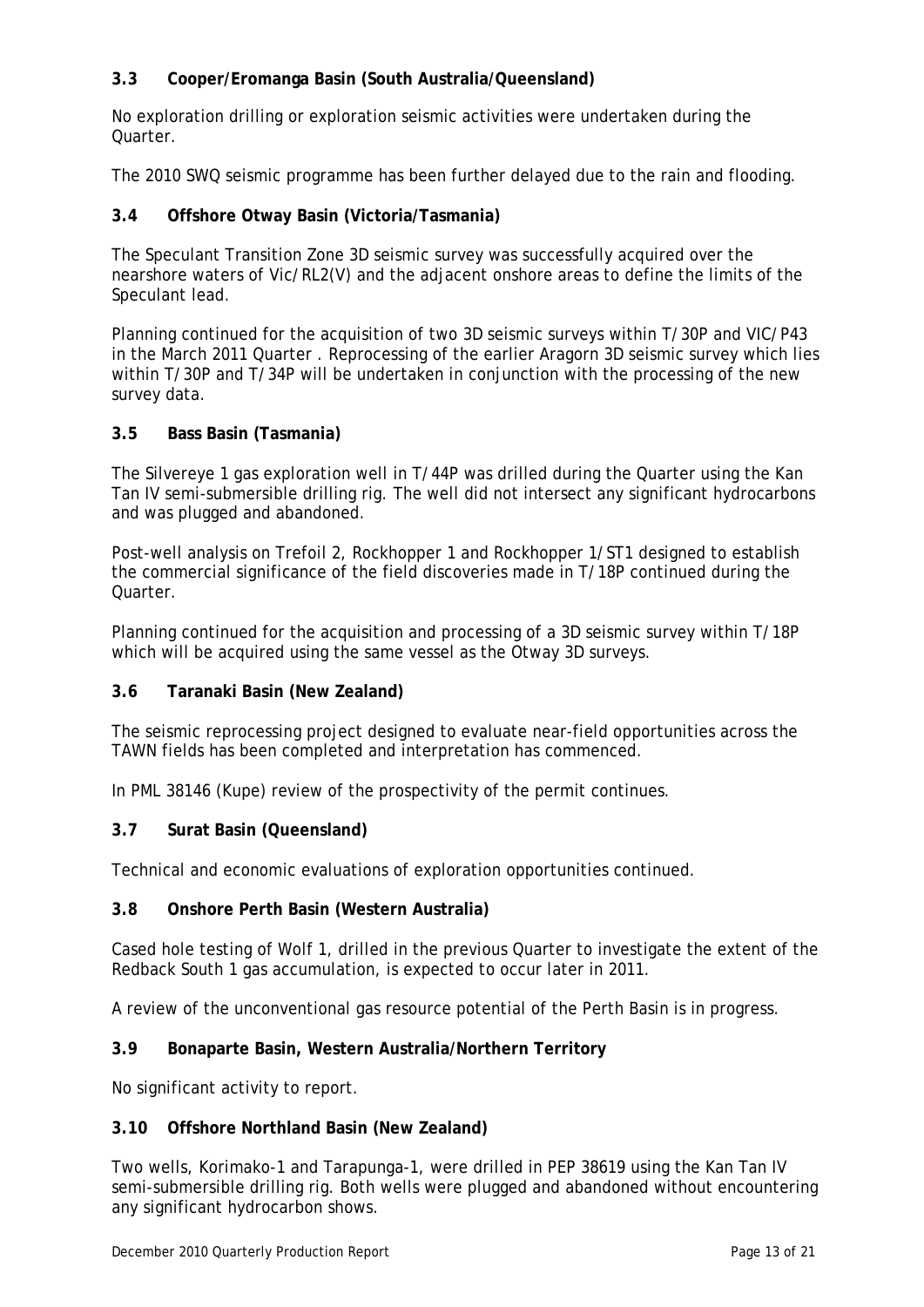### 3.3 Cooper/Eromanga Basin (South Australia/Queensland)

No exploration drilling or exploration seismic activities were undertaken during the Quarter.

The 2010 SWQ seismic programme has been further delayed due to the rain and flooding.

### 3.4 Offshore Otway Basin (Victoria/Tasmania)

The Speculant Transition Zone 3D seismic survey was successfully acquired over the nearshore waters of Vic/RL2(V) and the adjacent onshore areas to define the limits of the Speculant lead.

Planning continued for the acquisition of two 3D seismic surveys within T/30P and VIC/P43 in the March 2011 Quarter . Reprocessing of the earlier Aragorn 3D seismic survey which lies within T/30P and T/34P will be undertaken in conjunction with the processing of the new survey data.

### 3.5 Bass Basin (Tasmania)

The Silvereye 1 gas exploration well in T/44P was drilled during the Quarter using the Kan Tan IV semi-submersible drilling rig. The well did not intersect any significant hydrocarbons and was plugged and abandoned.

Post-well analysis on Trefoil 2, Rockhopper 1 and Rockhopper 1/ST1 designed to establish the commercial significance of the field discoveries made in T/18P continued during the Quarter.

Planning continued for the acquisition and processing of a 3D seismic survey within T/18P which will be acquired using the same vessel as the Otway 3D surveys.

### 3.6 Taranaki Basin (New Zealand)

The seismic reprocessing project designed to evaluate near-field opportunities across the TAWN fields has been completed and interpretation has commenced.

In PML 38146 (Kupe) review of the prospectivity of the permit continues.

### 3.7 Surat Basin (Queensland)

Technical and economic evaluations of exploration opportunities continued.

### 3.8 Onshore Perth Basin (Western Australia)

Cased hole testing of Wolf 1, drilled in the previous Quarter to investigate the extent of the Redback South 1 gas accumulation, is expected to occur later in 2011.

A review of the unconventional gas resource potential of the Perth Basin is in progress.

### 3.9 Bonaparte Basin, Western Australia/Northern Territory

No significant activity to report.

### 3.10 Offshore Northland Basin (New Zealand)

Two wells, Korimako-1 and Tarapunga-1, were drilled in PEP 38619 using the Kan Tan IV semi-submersible drilling rig. Both wells were plugged and abandoned without encountering any significant hydrocarbon shows.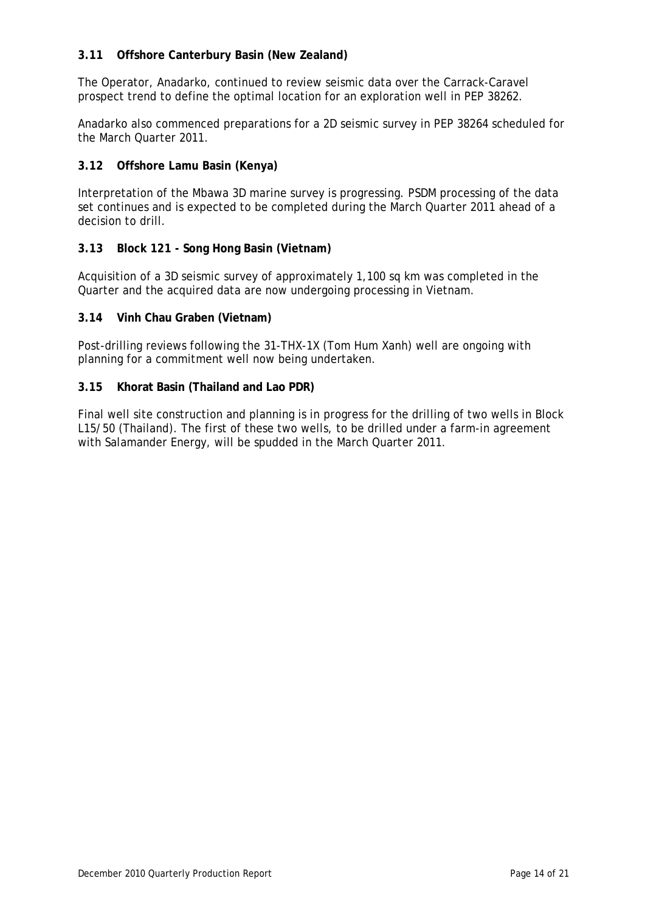### 3.11 Offshore Canterbury Basin (New Zealand)

The Operator, Anadarko, continued to review seismic data over the Carrack-Caravel prospect trend to define the optimal location for an exploration well in PEP 38262.

Anadarko also commenced preparations for a 2D seismic survey in PEP 38264 scheduled for the March Quarter 2011.

### 3.12 Offshore Lamu Basin (Kenya)

Interpretation of the Mbawa 3D marine survey is progressing. PSDM processing of the data set continues and is expected to be completed during the March Quarter 2011 ahead of a decision to drill.

### 3.13 Block 121 - Song Hong Basin (Vietnam)

Acquisition of a 3D seismic survey of approximately 1,100 sq km was completed in the Quarter and the acquired data are now undergoing processing in Vietnam.

### 3.14 Vinh Chau Graben (Vietnam)

Post-drilling reviews following the 31-THX-1X (Tom Hum Xanh) well are ongoing with planning for a commitment well now being undertaken.

### 3.15 Khorat Basin (Thailand and Lao PDR)

Final well site construction and planning is in progress for the drilling of two wells in Block L15/50 (Thailand). The first of these two wells, to be drilled under a farm-in agreement with Salamander Energy, will be spudded in the March Quarter 2011.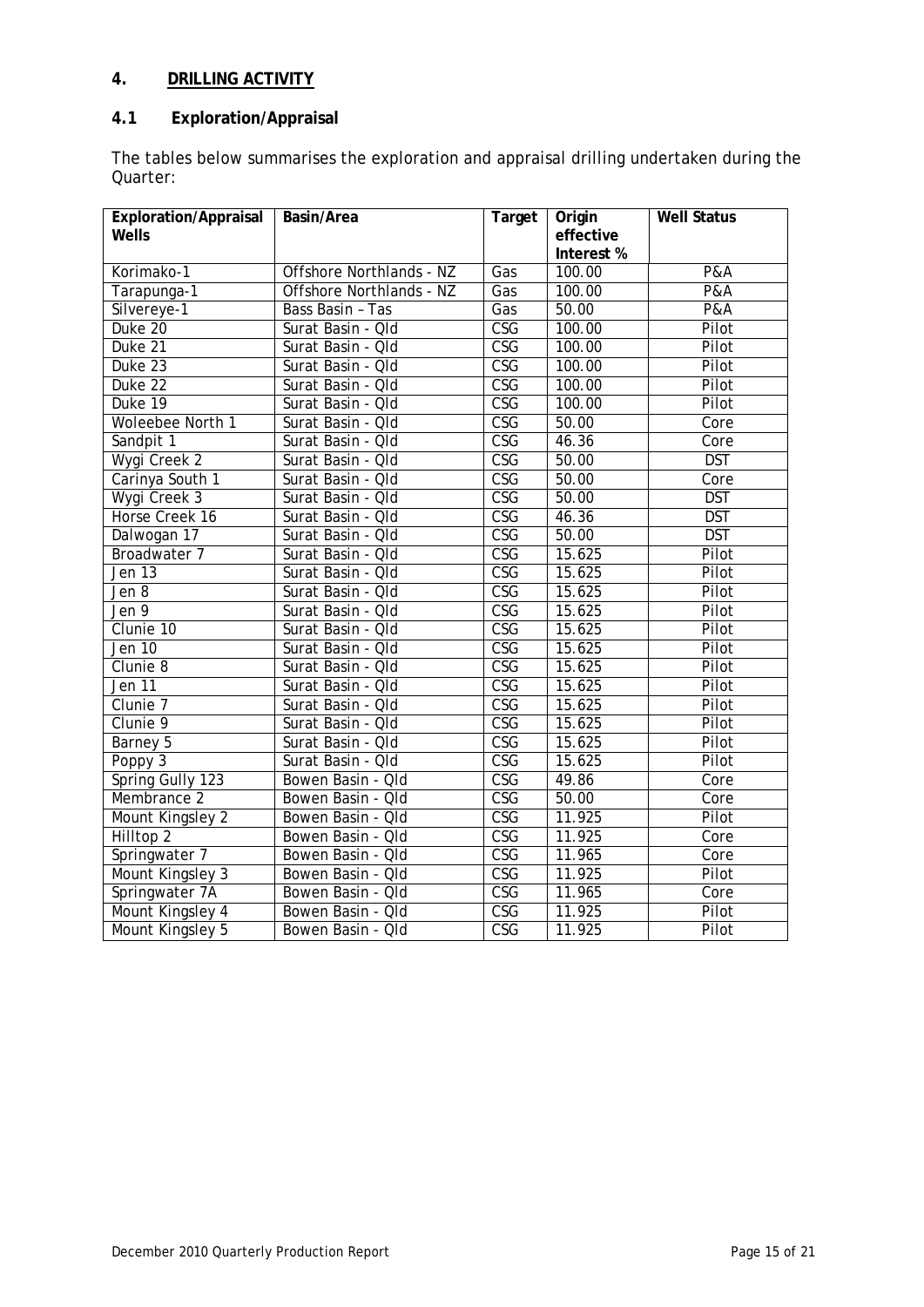## 4. DRILLING ACTIVITY

### 4.1 Exploration/Appraisal

The tables below summarises the exploration and appraisal drilling undertaken during the Quarter:

| Exploration/Appraisal Wells | Basin/Area | Target | Origin effective Interest % | Well Status |
|---|---|---|---|---|
| Korimako-1 | Offshore Northlands - NZ | Gas | 100.00 | P&A |
| Tarapunga-1 | Offshore Northlands - NZ | Gas | 100.00 | P&A |
| Silvereye-1 | Bass Basin – Tas | Gas | 50.00 | P&A |
| Duke 20 | Surat Basin - Qld | CSG | 100.00 | Pilot |
| Duke 21 | Surat Basin - Qld | CSG | 100.00 | Pilot |
| Duke 23 | Surat Basin - Qld | CSG | 100.00 | Pilot |
| Duke 22 | Surat Basin - Qld | CSG | 100.00 | Pilot |
| Duke 19 | Surat Basin - Qld | CSG | 100.00 | Pilot |
| Woleebee North 1 | Surat Basin - Qld | CSG | 50.00 | Core |
| Sandpit 1 | Surat Basin - Qld | CSG | 46.36 | Core |
| Wygi Creek 2 | Surat Basin - Qld | CSG | 50.00 | DST |
| Carinya South 1 | Surat Basin - Qld | CSG | 50.00 | Core |
| Wygi Creek 3 | Surat Basin - Qld | CSG | 50.00 | DST |
| Horse Creek 16 | Surat Basin - Qld | CSG | 46.36 | DST |
| Dalwogan 17 | Surat Basin - Qld | CSG | 50.00 | DST |
| Broadwater 7 | Surat Basin - Qld | CSG | 15.625 | Pilot |
| Jen 13 | Surat Basin - Qld | CSG | 15.625 | Pilot |
| Jen 8 | Surat Basin - Qld | CSG | 15.625 | Pilot |
| Jen 9 | Surat Basin - Qld | CSG | 15.625 | Pilot |
| Clunie 10 | Surat Basin - Qld | CSG | 15.625 | Pilot |
| Jen 10 | Surat Basin - Qld | CSG | 15.625 | Pilot |
| Clunie 8 | Surat Basin - Qld | CSG | 15.625 | Pilot |
| Jen 11 | Surat Basin - Qld | CSG | 15.625 | Pilot |
| Clunie 7 | Surat Basin - Qld | CSG | 15.625 | Pilot |
| Clunie 9 | Surat Basin - Qld | CSG | 15.625 | Pilot |
| Barney 5 | Surat Basin - Qld | CSG | 15.625 | Pilot |
| Poppy 3 | Surat Basin - Qld | CSG | 15.625 | Pilot |
| Spring Gully 123 | Bowen Basin - Qld | CSG | 49.86 | Core |
| Membrance 2 | Bowen Basin - Qld | CSG | 50.00 | Core |
| Mount Kingsley 2 | Bowen Basin - Qld | CSG | 11.925 | Pilot |
| Hilltop 2 | Bowen Basin - Qld | CSG | 11.925 | Core |
| Springwater 7 | Bowen Basin - Qld | CSG | 11.965 | Core |
| Mount Kingsley 3 | Bowen Basin - Qld | CSG | 11.925 | Pilot |
| Springwater 7A | Bowen Basin - Qld | CSG | 11.965 | Core |
| Mount Kingsley 4 | Bowen Basin - Qld | CSG | 11.925 | Pilot |
| Mount Kingsley 5 | Bowen Basin - Qld | CSG | 11.925 | Pilot |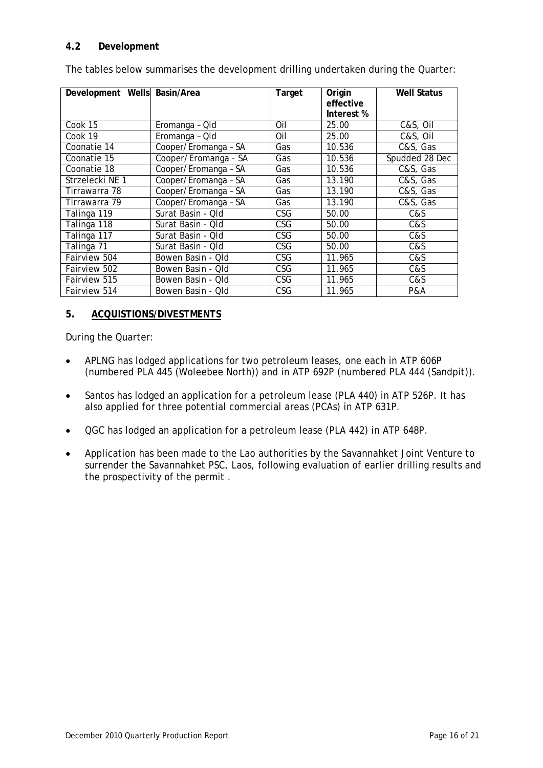### 4.2 Development

The tables below summarises the development drilling undertaken during the Quarter:

| Development Wells | Basin/Area | Target | Origin effective Interest % | Well Status |
|---|---|---|---|---|
| Cook 15 | Eromanga – Qld | Oil | 25.00 | C&S, Oil |
| Cook 19 | Eromanga – Qld | Oil | 25.00 | C&S, Oil |
| Coonatie 14 | Cooper/Eromanga – SA | Gas | 10.536 | C&S, Gas |
| Coonatie 15 | Cooper/Eromanga - SA | Gas | 10.536 | Spudded 28 Dec |
| Coonatie 18 | Cooper/Eromanga – SA | Gas | 10.536 | C&S, Gas |
| Strzelecki NE 1 | Cooper/Eromanga – SA | Gas | 13.190 | C&S, Gas |
| Tirrawarra 78 | Cooper/Eromanga – SA | Gas | 13.190 | C&S, Gas |
| Tirrawarra 79 | Cooper/Eromanga – SA | Gas | 13.190 | C&S, Gas |
| Talinga 119 | Surat Basin - Qld | CSG | 50.00 | C&S |
| Talinga 118 | Surat Basin - Qld | CSG | 50.00 | C&S |
| Talinga 117 | Surat Basin - Qld | CSG | 50.00 | C&S |
| Talinga 71 | Surat Basin - Qld | CSG | 50.00 | C&S |
| Fairview 504 | Bowen Basin - Qld | CSG | 11.965 | C&S |
| Fairview 502 | Bowen Basin - Qld | CSG | 11.965 | C&S |
| Fairview 515 | Bowen Basin - Qld | CSG | 11.965 | C&S |
| Fairview 514 | Bowen Basin - Qld | CSG | 11.965 | P&A |

## 5. ACQUISTIONS/DIVESTMENTS

During the Quarter:

- APLNG has lodged applications for two petroleum leases, one each in ATP 606P (numbered PLA 445 (Woleebee North)) and in ATP 692P (numbered PLA 444 (Sandpit)).
- Santos has lodged an application for a petroleum lease (PLA 440) in ATP 526P. It has also applied for three potential commercial areas (PCAs) in ATP 631P.
- QGC has lodged an application for a petroleum lease (PLA 442) in ATP 648P.
- Application has been made to the Lao authorities by the Savannahket Joint Venture to surrender the Savannahket PSC, Laos, following evaluation of earlier drilling results and the prospectivity of the permit .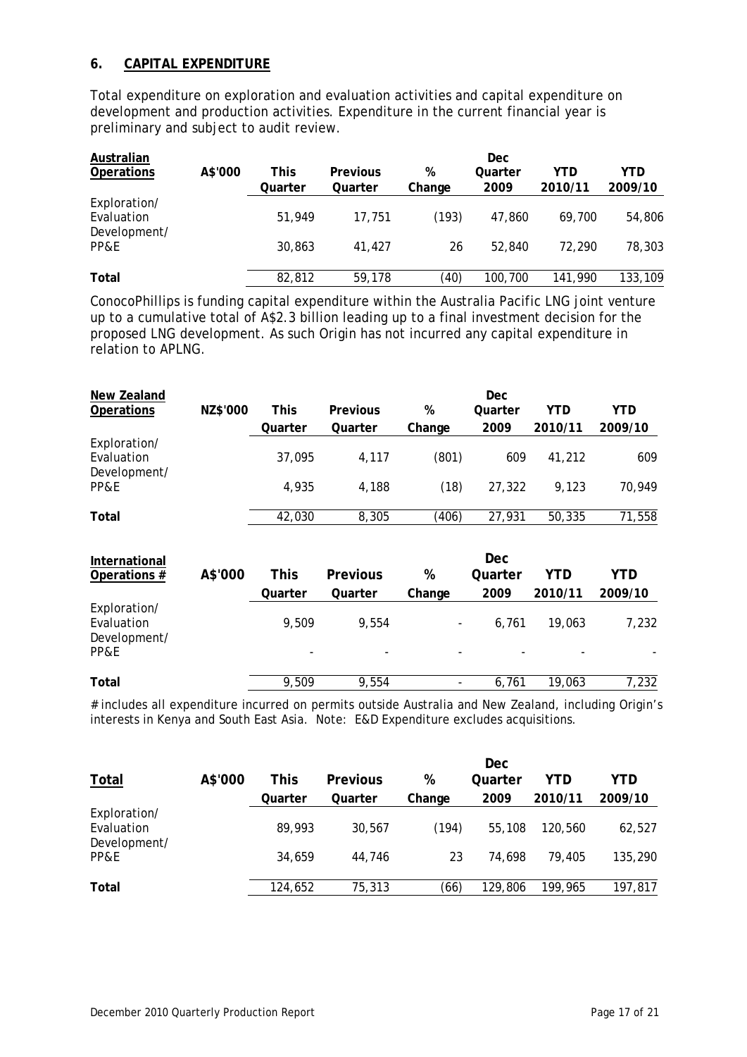## 6. CAPITAL EXPENDITURE

Total expenditure on exploration and evaluation activities and capital expenditure on development and production activities. Expenditure in the current financial year is preliminary and subject to audit review.

| Australian Operations | A$'000 | This Quarter | Previous Quarter | % Change | Dec Quarter 2009 | YTD 2010/11 | YTD 2009/10 |
|---|---|---|---|---|---|---|---|
| Exploration/ Evaluation | | 51,949 | 17,751 | (193) | 47,860 | 69,700 | 54,806 |
| Development/ PP&E | | 30,863 | 41,427 | 26 | 52,840 | 72,290 | 78,303 |
| Total | | 82,812 | 59,178 | (40) | 100,700 | 141,990 | 133,109 |

ConocoPhillips is funding capital expenditure within the Australia Pacific LNG joint venture up to a cumulative total of A$2.3 billion leading up to a final investment decision for the proposed LNG development. As such Origin has not incurred any capital expenditure in relation to APLNG.

| New Zealand Operations | NZ$'000 | This Quarter | Previous Quarter | % Change | Dec Quarter 2009 | YTD 2010/11 | YTD 2009/10 |
|---|---|---|---|---|---|---|---|
| Exploration/ Evaluation | | 37,095 | 4,117 | (801) | 609 | 41,212 | 609 |
| Development/ PP&E | | 4,935 | 4,188 | (18) | 27,322 | 9,123 | 70,949 |
| Total | | 42,030 | 8,305 | (406) | 27,931 | 50,335 | 71,558 |

| International Operations # | A$'000 | This Quarter | Previous Quarter | % Change | Dec Quarter 2009 | YTD 2010/11 | YTD 2009/10 |
|---|---|---|---|---|---|---|---|
| Exploration/ Evaluation | | 9,509 | 9,554 | - | 6,761 | 19,063 | 7,232 |
| Development/ PP&E | | - | - | - | - | - | - |
| Total | | 9,509 | 9,554 | - | 6,761 | 19,063 | 7,232 |

# includes all expenditure incurred on permits outside Australia and New Zealand, including Origin's interests in Kenya and South East Asia. Note: E&D Expenditure excludes acquisitions.

| Total | A$'000 | This Quarter | Previous Quarter | % Change | Dec Quarter 2009 | YTD 2010/11 | YTD 2009/10 |
|---|---|---|---|---|---|---|---|
| Exploration/ Evaluation | | 89,993 | 30,567 | (194) | 55,108 | 120,560 | 62,527 |
| Development/ PP&E | | 34,659 | 44,746 | 23 | 74,698 | 79,405 | 135,290 |
| Total | | 124,652 | 75,313 | (66) | 129,806 | 199,965 | 197,817 |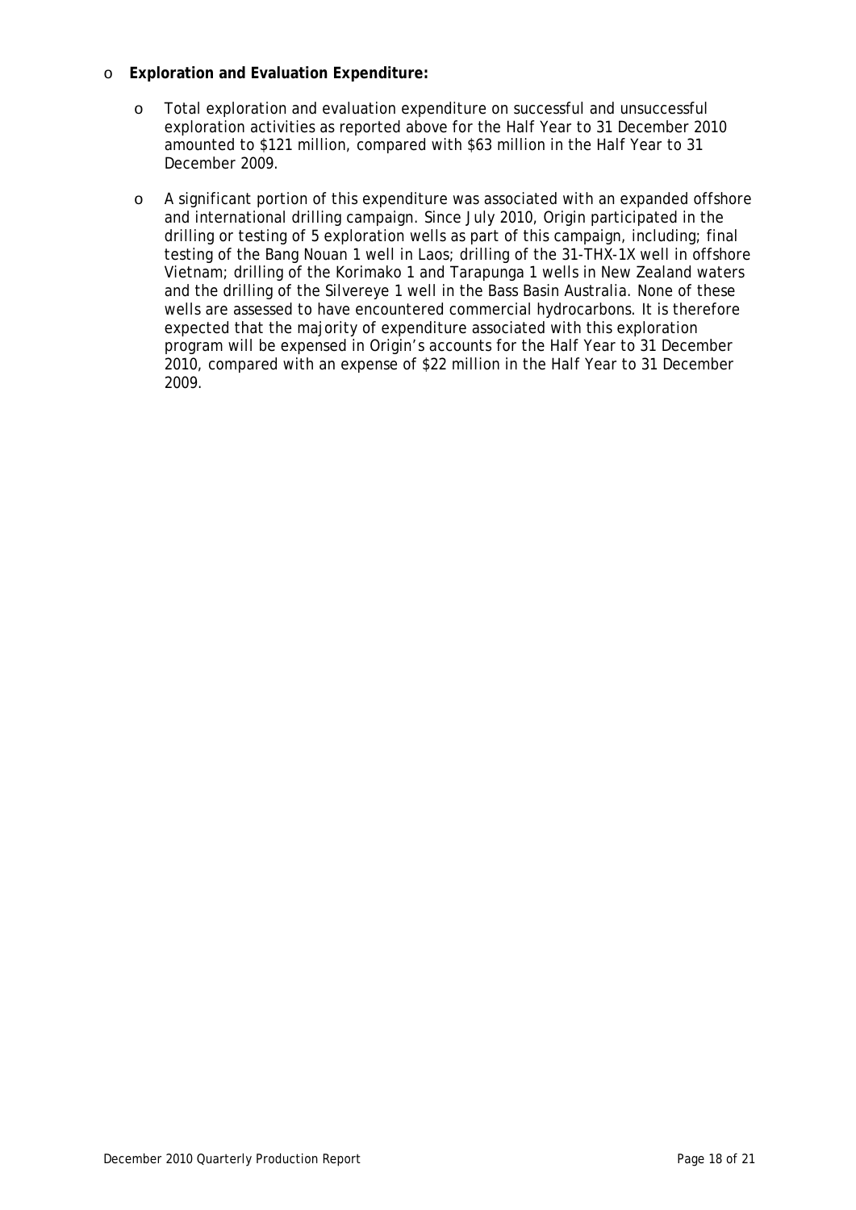- **Exploration and Evaluation Expenditure:**
  - Total exploration and evaluation expenditure on successful and unsuccessful exploration activities as reported above for the Half Year to 31 December 2010 amounted to $121 million, compared with $63 million in the Half Year to 31 December 2009.
  - A significant portion of this expenditure was associated with an expanded offshore and international drilling campaign. Since July 2010, Origin participated in the drilling or testing of 5 exploration wells as part of this campaign, including; final testing of the Bang Nouan 1 well in Laos; drilling of the 31-THX-1X well in offshore Vietnam; drilling of the Korimako 1 and Tarapunga 1 wells in New Zealand waters and the drilling of the Silvereye 1 well in the Bass Basin Australia. None of these wells are assessed to have encountered commercial hydrocarbons. It is therefore expected that the majority of expenditure associated with this exploration program will be expensed in Origin's accounts for the Half Year to 31 December 2010, compared with an expense of $22 million in the Half Year to 31 December 2009.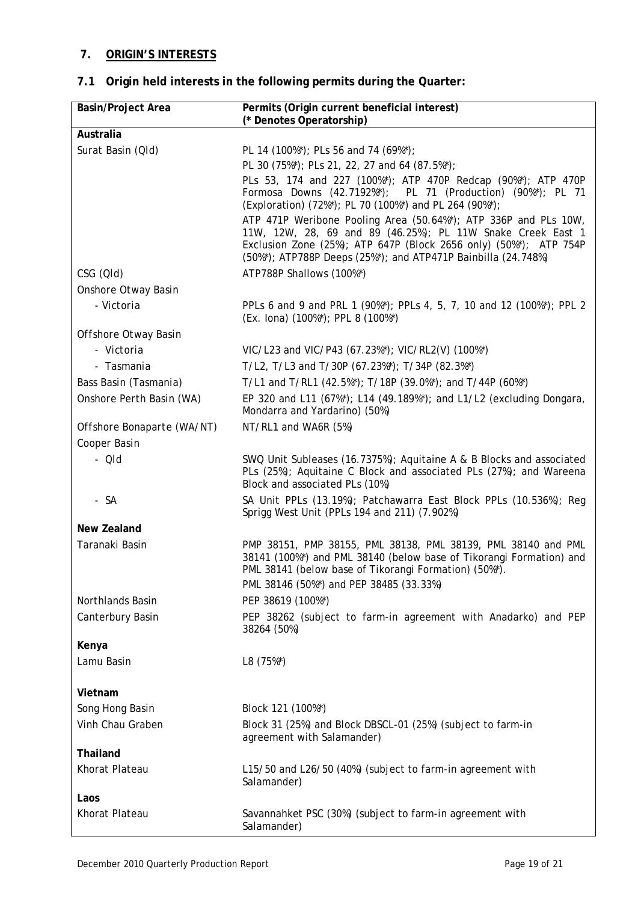## 7. ORIGIN'S INTERESTS

### 7.1 Origin held interests in the following permits during the Quarter:

| Basin/Project Area | Permits (Origin current beneficial interest)<br>(* Denotes Operatorship) |
|---|---|
| **Australia** | |
| Surat Basin (Qld) | PL 14 (100%*); PLs 56 and 74 (69%*); |
| | PL 30 (75%*); PLs 21, 22, 27 and 64 (87.5%*); |
| | PLs 53, 174 and 227 (100%*); ATP 470P Redcap (90%*); ATP 470P Formosa Downs (42.7192%*); PL 71 (Production) (90%*); PL 71 (Exploration) (72%*); PL 70 (100%*) and PL 264 (90%*); |
| | ATP 471P Weribone Pooling Area (50.64%*); ATP 336P and PLs 10W, 11W, 12W, 28, 69 and 89 (46.25%); PL 11W Snake Creek East 1 Exclusion Zone (25%); ATP 647P (Block 2656 only) (50%*); ATP 754P (50%*); ATP788P Deeps (25%*); and ATP471P Bainbilla (24.748%) |
| CSG (Qld) | ATP788P Shallows (100%*) |
| Onshore Otway Basin | |
| - Victoria | PPLs 6 and 9 and PRL 1 (90%*); PPLs 4, 5, 7, 10 and 12 (100%*); PPL 2 (Ex. Iona) (100%*); PPL 8 (100%*) |
| Offshore Otway Basin | |
| - Victoria | VIC/L23 and VIC/P43 (67.23%*); VIC/RL2(V) (100%*) |
| - Tasmania | T/L2, T/L3 and T/30P (67.23%*); T/34P (82.3%*) |
| Bass Basin (Tasmania) | T/L1 and T/RL1 (42.5%*); T/18P (39.0%*); and T/44P (60%*) |
| Onshore Perth Basin (WA) | EP 320 and L11 (67%*); L14 (49.189%*); and L1/L2 (excluding Dongara, Mondarra and Yardarino) (50%) |
| Offshore Bonaparte (WA/NT) | NT/RL1 and WA6R (5%) |
| Cooper Basin | |
| - Qld | SWQ Unit Subleases (16.7375%); Aquitaine A & B Blocks and associated PLs (25%); Aquitaine C Block and associated PLs (27%); and Wareena Block and associated PLs (10%) |
| - SA | SA Unit PPLs (13.19%); Patchawarra East Block PPLs (10.536%); Reg Sprigg West Unit (PPLs 194 and 211) (7.902%) |
| **New Zealand** | |
| Taranaki Basin | PMP 38151, PMP 38155, PML 38138, PML 38139, PML 38140 and PML 38141 (100%*) and PML 38140 (below base of Tikorangi Formation) and PML 38141 (below base of Tikorangi Formation) (50%*). |
| | PML 38146 (50%*) and PEP 38485 (33.33%) |
| Northlands Basin | PEP 38619 (100%*) |
| Canterbury Basin | PEP 38262 (subject to farm-in agreement with Anadarko) and PEP 38264 (50%) |
| **Kenya** | |
| Lamu Basin | L8 (75%*) |
| **Vietnam** | |
| Song Hong Basin | Block 121 (100%*) |
| Vinh Chau Graben | Block 31 (25%) and Block DBSCL-01 (25%) (subject to farm-in agreement with Salamander) |
| **Thailand** | |
| Khorat Plateau | L15/50 and L26/50 (40%) (subject to farm-in agreement with Salamander) |
| **Laos** | |
| Khorat Plateau | Savannahket PSC (30%) (subject to farm-in agreement with Salamander) |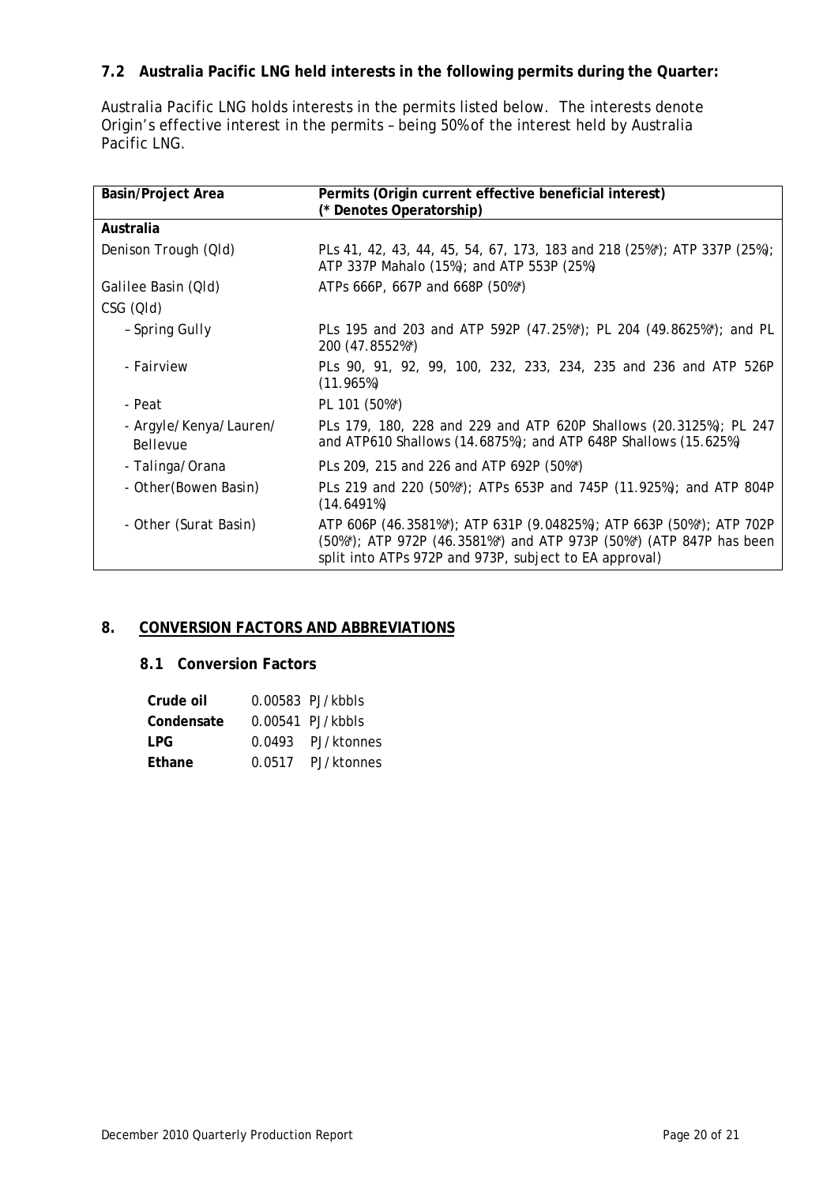### 7.2 Australia Pacific LNG held interests in the following permits during the Quarter:

Australia Pacific LNG holds interests in the permits listed below. The interests denote Origin's effective interest in the permits – being 50% of the interest held by Australia Pacific LNG.

| Basin/Project Area | Permits (Origin current effective beneficial interest) (* Denotes Operatorship) |
|---|---|
| **Australia** | |
| Denison Trough (Qld) | PLs 41, 42, 43, 44, 45, 54, 67, 173, 183 and 218 (25%*); ATP 337P (25%); ATP 337P Mahalo (15%); and ATP 553P (25%) |
| Galilee Basin (Qld) | ATPs 666P, 667P and 668P (50%*) |
| CSG (Qld) | |
| – Spring Gully | PLs 195 and 203 and ATP 592P (47.25%*); PL 204 (49.8625%*); and PL 200 (47.8552%*) |
| - Fairview | PLs 90, 91, 92, 99, 100, 232, 233, 234, 235 and 236 and ATP 526P (11.965%) |
| - Peat | PL 101 (50%*) |
| - Argyle/Kenya/Lauren/ Bellevue | PLs 179, 180, 228 and 229 and ATP 620P Shallows (20.3125%); PL 247 and ATP610 Shallows (14.6875%); and ATP 648P Shallows (15.625%) |
| - Talinga/Orana | PLs 209, 215 and 226 and ATP 692P (50%*) |
| - Other(Bowen Basin) | PLs 219 and 220 (50%*); ATPs 653P and 745P (11.925%); and ATP 804P (14.6491%) |
| - Other (Surat Basin) | ATP 606P (46.3581%*); ATP 631P (9.04825%); ATP 663P (50%*); ATP 702P (50%*); ATP 972P (46.3581%*) and ATP 973P (50%*) (ATP 847P has been split into ATPs 972P and 973P, subject to EA approval) |

## 8. CONVERSION FACTORS AND ABBREVIATIONS

### 8.1 Conversion Factors

| | | |
|---|---|---|
| **Crude oil** | 0.00583 | PJ/kbbls |
| **Condensate** | 0.00541 | PJ/kbbls |
| **LPG** | 0.0493 | PJ/ktonnes |
| **Ethane** | 0.0517 | PJ/ktonnes |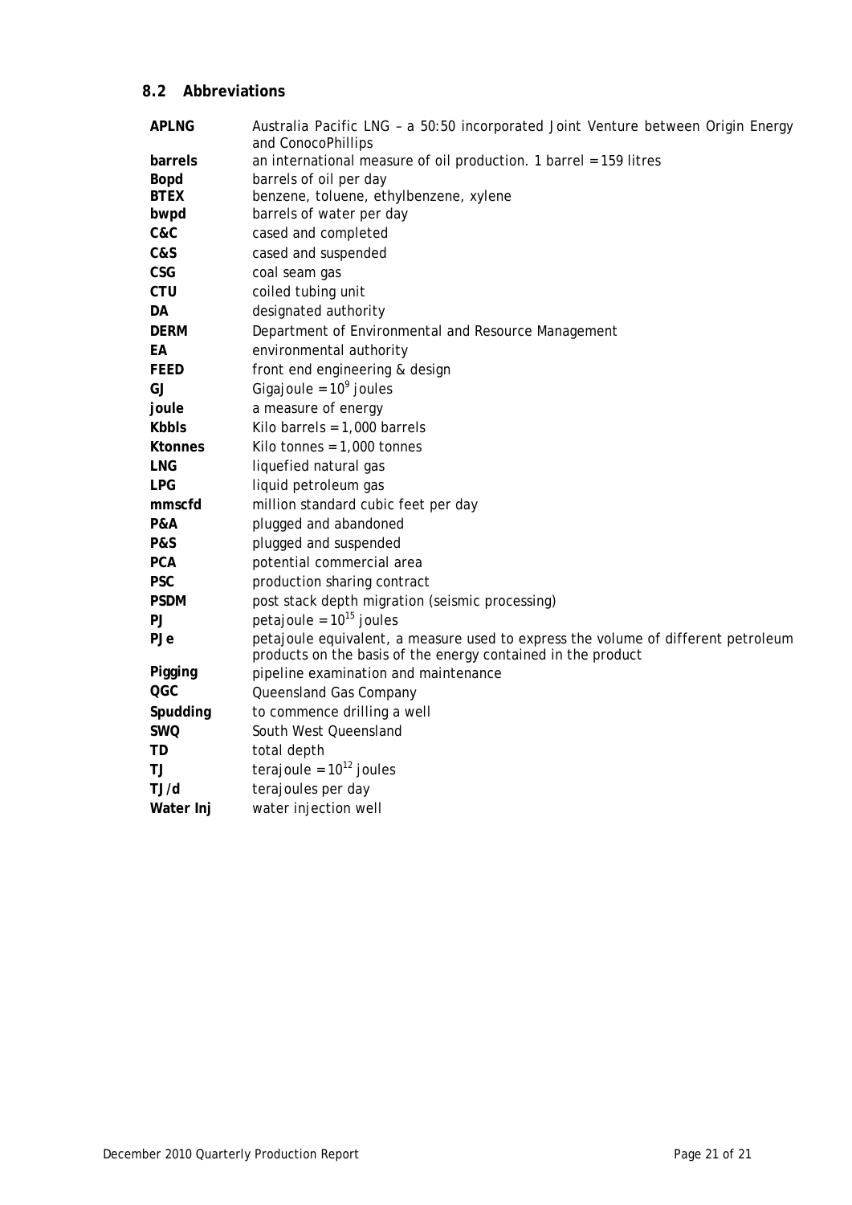## 8.2 Abbreviations

| | |
|---|---|
| **APLNG** | Australia Pacific LNG – a 50:50 incorporated Joint Venture between Origin Energy and ConocoPhillips |
| **barrels** | an international measure of oil production. 1 barrel = 159 litres |
| **Bopd** | barrels of oil per day |
| **BTEX** | benzene, toluene, ethylbenzene, xylene |
| **bwpd** | barrels of water per day |
| **C&C** | cased and completed |
| **C&S** | cased and suspended |
| **CSG** | coal seam gas |
| **CTU** | coiled tubing unit |
| **DA** | designated authority |
| **DERM** | Department of Environmental and Resource Management |
| **EA** | environmental authority |
| **FEED** | front end engineering & design |
| **GJ** | Gigajoule = $10^9$ joules |
| **joule** | a measure of energy |
| **Kbbls** | Kilo barrels = 1,000 barrels |
| **Ktonnes** | Kilo tonnes = 1,000 tonnes |
| **LNG** | liquefied natural gas |
| **LPG** | liquid petroleum gas |
| **mmscfd** | million standard cubic feet per day |
| **P&A** | plugged and abandoned |
| **P&S** | plugged and suspended |
| **PCA** | potential commercial area |
| **PSC** | production sharing contract |
| **PSDM** | post stack depth migration (seismic processing) |
| **PJ** | petajoule = $10^{15}$ joules |
| **PJe** | petajoule equivalent, a measure used to express the volume of different petroleum products on the basis of the energy contained in the product |
| **Pigging** | pipeline examination and maintenance |
| **QGC** | Queensland Gas Company |
| **Spudding** | to commence drilling a well |
| **SWQ** | South West Queensland |
| **TD** | total depth |
| **TJ** | terajoule = $10^{12}$ joules |
| **TJ/d** | terajoules per day |
| **Water Inj** | water injection well |